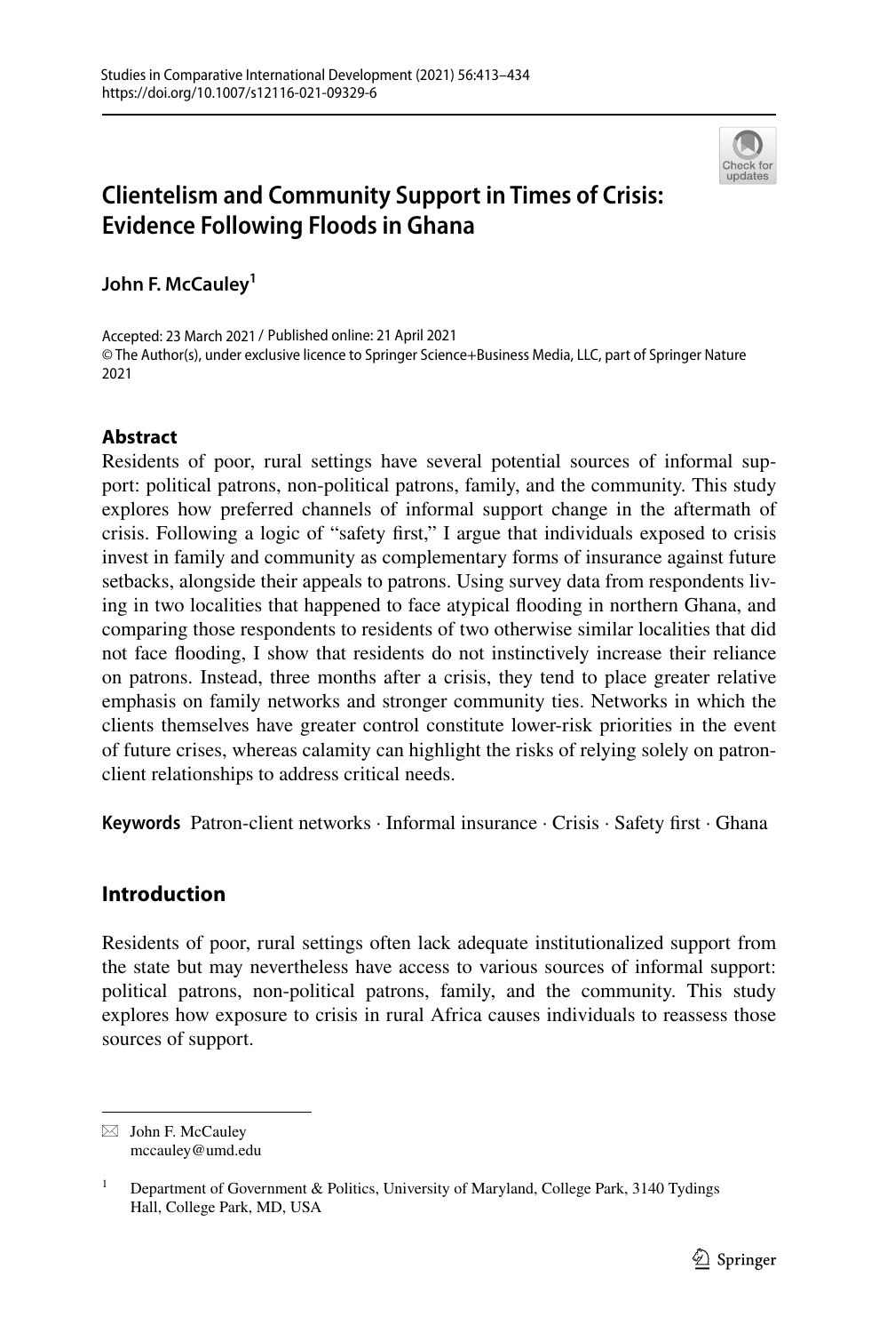# Clientelism and Community Support in Times of Crisis: Evidence Following Floods in Ghana

**John F. McCauley**[1]

Accepted: 23 March 2021 / Published online: 21 April 2021
© The Author(s), under exclusive licence to Springer Science+Business Media, LLC, part of Springer Nature 2021

## Abstract

Residents of poor, rural settings have several potential sources of informal support: political patrons, non-political patrons, family, and the community. This study explores how preferred channels of informal support change in the aftermath of crisis. Following a logic of "safety first," I argue that individuals exposed to crisis invest in family and community as complementary forms of insurance against future setbacks, alongside their appeals to patrons. Using survey data from respondents living in two localities that happened to face atypical flooding in northern Ghana, and comparing those respondents to residents of two otherwise similar localities that did not face flooding, I show that residents do not instinctively increase their reliance on patrons. Instead, three months after a crisis, they tend to place greater relative emphasis on family networks and stronger community ties. Networks in which the clients themselves have greater control constitute lower-risk priorities in the event of future crises, whereas calamity can highlight the risks of relying solely on patron-client relationships to address critical needs.

**Keywords** Patron-client networks · Informal insurance · Crisis · Safety first · Ghana

## Introduction

Residents of poor, rural settings often lack adequate institutionalized support from the state but may nevertheless have access to various sources of informal support: political patrons, non-political patrons, family, and the community. This study explores how exposure to crisis in rural Africa causes individuals to reassess those sources of support.

---

John F. McCauley
mccauley@umd.edu

[1] Department of Government & Politics, University of Maryland, College Park, 3140 Tydings Hall, College Park, MD, USA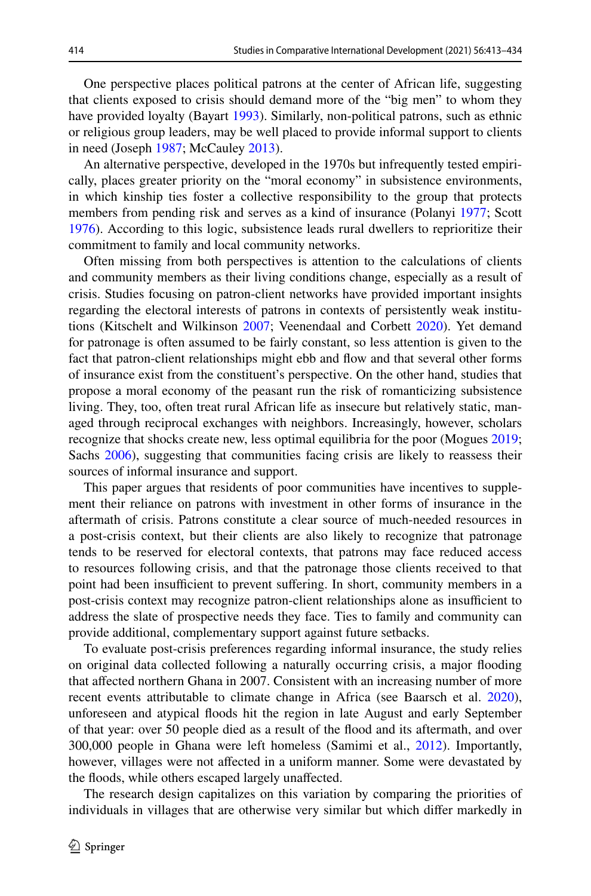One perspective places political patrons at the center of African life, suggesting that clients exposed to crisis should demand more of the "big men" to whom they have provided loyalty (Bayart 1993). Similarly, non-political patrons, such as ethnic or religious group leaders, may be well placed to provide informal support to clients in need (Joseph 1987; McCauley 2013).

An alternative perspective, developed in the 1970s but infrequently tested empirically, places greater priority on the "moral economy" in subsistence environments, in which kinship ties foster a collective responsibility to the group that protects members from pending risk and serves as a kind of insurance (Polanyi 1977; Scott 1976). According to this logic, subsistence leads rural dwellers to reprioritize their commitment to family and local community networks.

Often missing from both perspectives is attention to the calculations of clients and community members as their living conditions change, especially as a result of crisis. Studies focusing on patron-client networks have provided important insights regarding the electoral interests of patrons in contexts of persistently weak institutions (Kitschelt and Wilkinson 2007; Veenendaal and Corbett 2020). Yet demand for patronage is often assumed to be fairly constant, so less attention is given to the fact that patron-client relationships might ebb and flow and that several other forms of insurance exist from the constituent's perspective. On the other hand, studies that propose a moral economy of the peasant run the risk of romanticizing subsistence living. They, too, often treat rural African life as insecure but relatively static, managed through reciprocal exchanges with neighbors. Increasingly, however, scholars recognize that shocks create new, less optimal equilibria for the poor (Mogues 2019; Sachs 2006), suggesting that communities facing crisis are likely to reassess their sources of informal insurance and support.

This paper argues that residents of poor communities have incentives to supplement their reliance on patrons with investment in other forms of insurance in the aftermath of crisis. Patrons constitute a clear source of much-needed resources in a post-crisis context, but their clients are also likely to recognize that patronage tends to be reserved for electoral contexts, that patrons may face reduced access to resources following crisis, and that the patronage those clients received to that point had been insufficient to prevent suffering. In short, community members in a post-crisis context may recognize patron-client relationships alone as insufficient to address the slate of prospective needs they face. Ties to family and community can provide additional, complementary support against future setbacks.

To evaluate post-crisis preferences regarding informal insurance, the study relies on original data collected following a naturally occurring crisis, a major flooding that affected northern Ghana in 2007. Consistent with an increasing number of more recent events attributable to climate change in Africa (see Baarsch et al. 2020), unforeseen and atypical floods hit the region in late August and early September of that year: over 50 people died as a result of the flood and its aftermath, and over 300,000 people in Ghana were left homeless (Samimi et al., 2012). Importantly, however, villages were not affected in a uniform manner. Some were devastated by the floods, while others escaped largely unaffected.

The research design capitalizes on this variation by comparing the priorities of individuals in villages that are otherwise very similar but which differ markedly in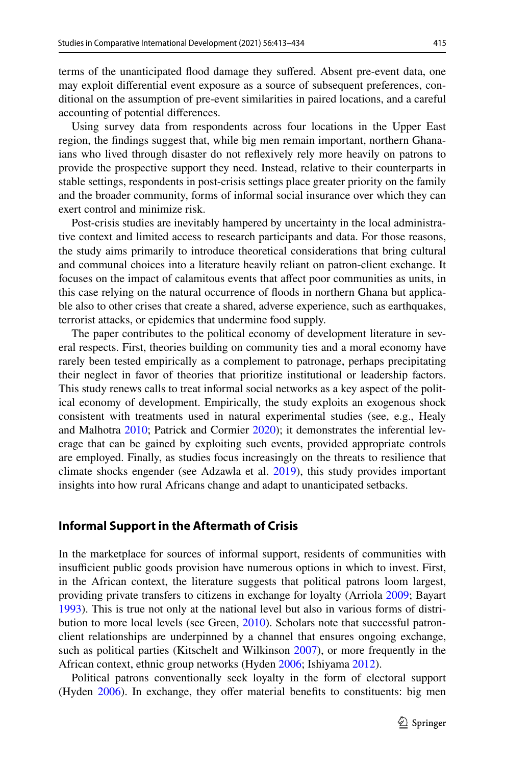terms of the unanticipated flood damage they suffered. Absent pre-event data, one may exploit differential event exposure as a source of subsequent preferences, conditional on the assumption of pre-event similarities in paired locations, and a careful accounting of potential differences.

Using survey data from respondents across four locations in the Upper East region, the findings suggest that, while big men remain important, northern Ghanaians who lived through disaster do not reflexively rely more heavily on patrons to provide the prospective support they need. Instead, relative to their counterparts in stable settings, respondents in post-crisis settings place greater priority on the family and the broader community, forms of informal social insurance over which they can exert control and minimize risk.

Post-crisis studies are inevitably hampered by uncertainty in the local administrative context and limited access to research participants and data. For those reasons, the study aims primarily to introduce theoretical considerations that bring cultural and communal choices into a literature heavily reliant on patron-client exchange. It focuses on the impact of calamitous events that affect poor communities as units, in this case relying on the natural occurrence of floods in northern Ghana but applicable also to other crises that create a shared, adverse experience, such as earthquakes, terrorist attacks, or epidemics that undermine food supply.

The paper contributes to the political economy of development literature in several respects. First, theories building on community ties and a moral economy have rarely been tested empirically as a complement to patronage, perhaps precipitating their neglect in favor of theories that prioritize institutional or leadership factors. This study renews calls to treat informal social networks as a key aspect of the political economy of development. Empirically, the study exploits an exogenous shock consistent with treatments used in natural experimental studies (see, e.g., Healy and Malhotra 2010; Patrick and Cormier 2020); it demonstrates the inferential leverage that can be gained by exploiting such events, provided appropriate controls are employed. Finally, as studies focus increasingly on the threats to resilience that climate shocks engender (see Adzawla et al. 2019), this study provides important insights into how rural Africans change and adapt to unanticipated setbacks.

## Informal Support in the Aftermath of Crisis

In the marketplace for sources of informal support, residents of communities with insufficient public goods provision have numerous options in which to invest. First, in the African context, the literature suggests that political patrons loom largest, providing private transfers to citizens in exchange for loyalty (Arriola 2009; Bayart 1993). This is true not only at the national level but also in various forms of distribution to more local levels (see Green, 2010). Scholars note that successful patron-client relationships are underpinned by a channel that ensures ongoing exchange, such as political parties (Kitschelt and Wilkinson 2007), or more frequently in the African context, ethnic group networks (Hyden 2006; Ishiyama 2012).

Political patrons conventionally seek loyalty in the form of electoral support (Hyden 2006). In exchange, they offer material benefits to constituents: big men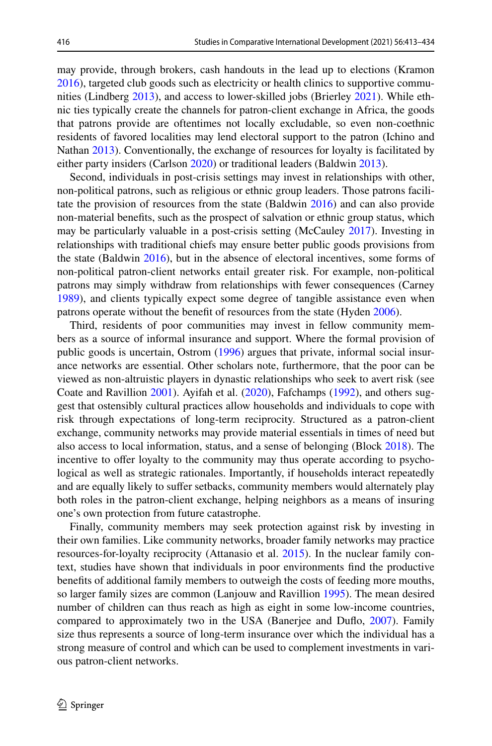may provide, through brokers, cash handouts in the lead up to elections (Kramon 2016), targeted club goods such as electricity or health clinics to supportive communities (Lindberg 2013), and access to lower-skilled jobs (Brierley 2021). While ethnic ties typically create the channels for patron-client exchange in Africa, the goods that patrons provide are oftentimes not locally excludable, so even non-coethnic residents of favored localities may lend electoral support to the patron (Ichino and Nathan 2013). Conventionally, the exchange of resources for loyalty is facilitated by either party insiders (Carlson 2020) or traditional leaders (Baldwin 2013).

Second, individuals in post-crisis settings may invest in relationships with other, non-political patrons, such as religious or ethnic group leaders. Those patrons facilitate the provision of resources from the state (Baldwin 2016) and can also provide non-material benefits, such as the prospect of salvation or ethnic group status, which may be particularly valuable in a post-crisis setting (McCauley 2017). Investing in relationships with traditional chiefs may ensure better public goods provisions from the state (Baldwin 2016), but in the absence of electoral incentives, some forms of non-political patron-client networks entail greater risk. For example, non-political patrons may simply withdraw from relationships with fewer consequences (Carney 1989), and clients typically expect some degree of tangible assistance even when patrons operate without the benefit of resources from the state (Hyden 2006).

Third, residents of poor communities may invest in fellow community members as a source of informal insurance and support. Where the formal provision of public goods is uncertain, Ostrom (1996) argues that private, informal social insurance networks are essential. Other scholars note, furthermore, that the poor can be viewed as non-altruistic players in dynastic relationships who seek to avert risk (see Coate and Ravillion 2001). Ayifah et al. (2020), Fafchamps (1992), and others suggest that ostensibly cultural practices allow households and individuals to cope with risk through expectations of long-term reciprocity. Structured as a patron-client exchange, community networks may provide material essentials in times of need but also access to local information, status, and a sense of belonging (Block 2018). The incentive to offer loyalty to the community may thus operate according to psychological as well as strategic rationales. Importantly, if households interact repeatedly and are equally likely to suffer setbacks, community members would alternately play both roles in the patron-client exchange, helping neighbors as a means of insuring one's own protection from future catastrophe.

Finally, community members may seek protection against risk by investing in their own families. Like community networks, broader family networks may practice resources-for-loyalty reciprocity (Attanasio et al. 2015). In the nuclear family context, studies have shown that individuals in poor environments find the productive benefits of additional family members to outweigh the costs of feeding more mouths, so larger family sizes are common (Lanjouw and Ravillion 1995). The mean desired number of children can thus reach as high as eight in some low-income countries, compared to approximately two in the USA (Banerjee and Duflo, 2007). Family size thus represents a source of long-term insurance over which the individual has a strong measure of control and which can be used to complement investments in various patron-client networks.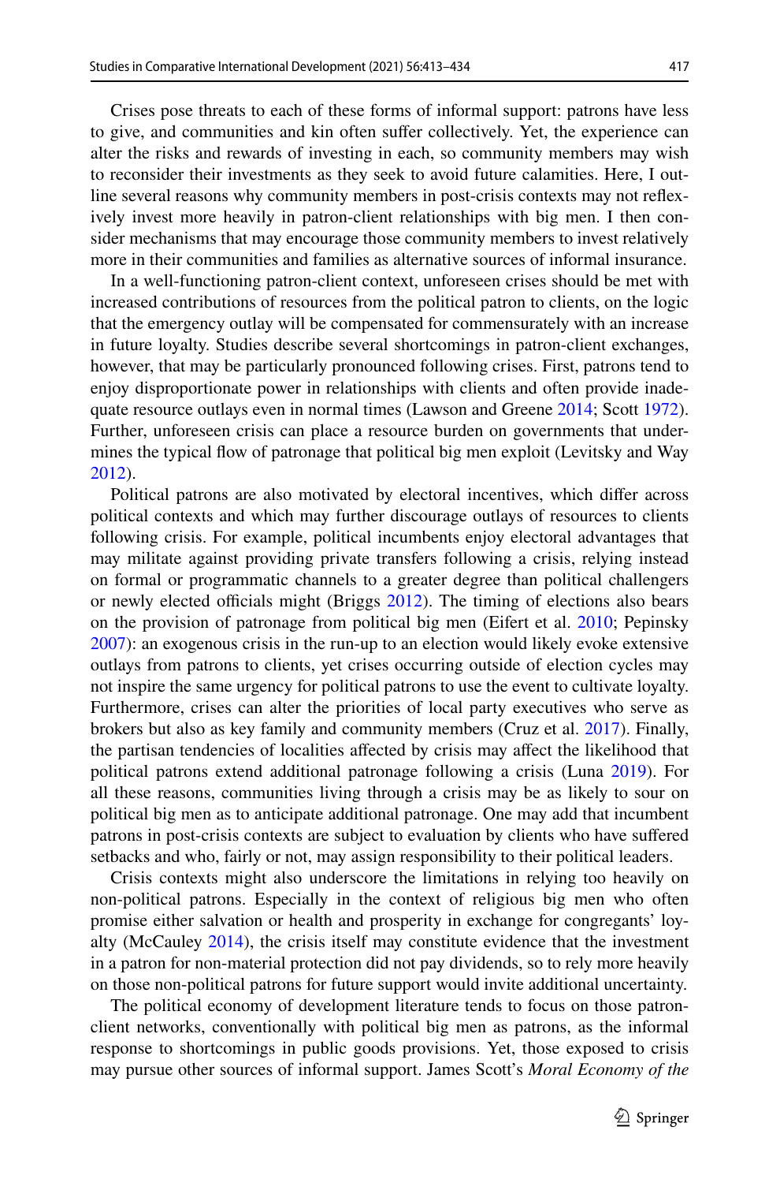Crises pose threats to each of these forms of informal support: patrons have less to give, and communities and kin often suffer collectively. Yet, the experience can alter the risks and rewards of investing in each, so community members may wish to reconsider their investments as they seek to avoid future calamities. Here, I outline several reasons why community members in post-crisis contexts may not reflexively invest more heavily in patron-client relationships with big men. I then consider mechanisms that may encourage those community members to invest relatively more in their communities and families as alternative sources of informal insurance.

In a well-functioning patron-client context, unforeseen crises should be met with increased contributions of resources from the political patron to clients, on the logic that the emergency outlay will be compensated for commensurately with an increase in future loyalty. Studies describe several shortcomings in patron-client exchanges, however, that may be particularly pronounced following crises. First, patrons tend to enjoy disproportionate power in relationships with clients and often provide inadequate resource outlays even in normal times (Lawson and Greene 2014; Scott 1972). Further, unforeseen crisis can place a resource burden on governments that undermines the typical flow of patronage that political big men exploit (Levitsky and Way 2012).

Political patrons are also motivated by electoral incentives, which differ across political contexts and which may further discourage outlays of resources to clients following crisis. For example, political incumbents enjoy electoral advantages that may militate against providing private transfers following a crisis, relying instead on formal or programmatic channels to a greater degree than political challengers or newly elected officials might (Briggs 2012). The timing of elections also bears on the provision of patronage from political big men (Eifert et al. 2010; Pepinsky 2007): an exogenous crisis in the run-up to an election would likely evoke extensive outlays from patrons to clients, yet crises occurring outside of election cycles may not inspire the same urgency for political patrons to use the event to cultivate loyalty. Furthermore, crises can alter the priorities of local party executives who serve as brokers but also as key family and community members (Cruz et al. 2017). Finally, the partisan tendencies of localities affected by crisis may affect the likelihood that political patrons extend additional patronage following a crisis (Luna 2019). For all these reasons, communities living through a crisis may be as likely to sour on political big men as to anticipate additional patronage. One may add that incumbent patrons in post-crisis contexts are subject to evaluation by clients who have suffered setbacks and who, fairly or not, may assign responsibility to their political leaders.

Crisis contexts might also underscore the limitations in relying too heavily on non-political patrons. Especially in the context of religious big men who often promise either salvation or health and prosperity in exchange for congregants' loyalty (McCauley 2014), the crisis itself may constitute evidence that the investment in a patron for non-material protection did not pay dividends, so to rely more heavily on those non-political patrons for future support would invite additional uncertainty.

The political economy of development literature tends to focus on those patron-client networks, conventionally with political big men as patrons, as the informal response to shortcomings in public goods provisions. Yet, those exposed to crisis may pursue other sources of informal support. James Scott's *Moral Economy of the*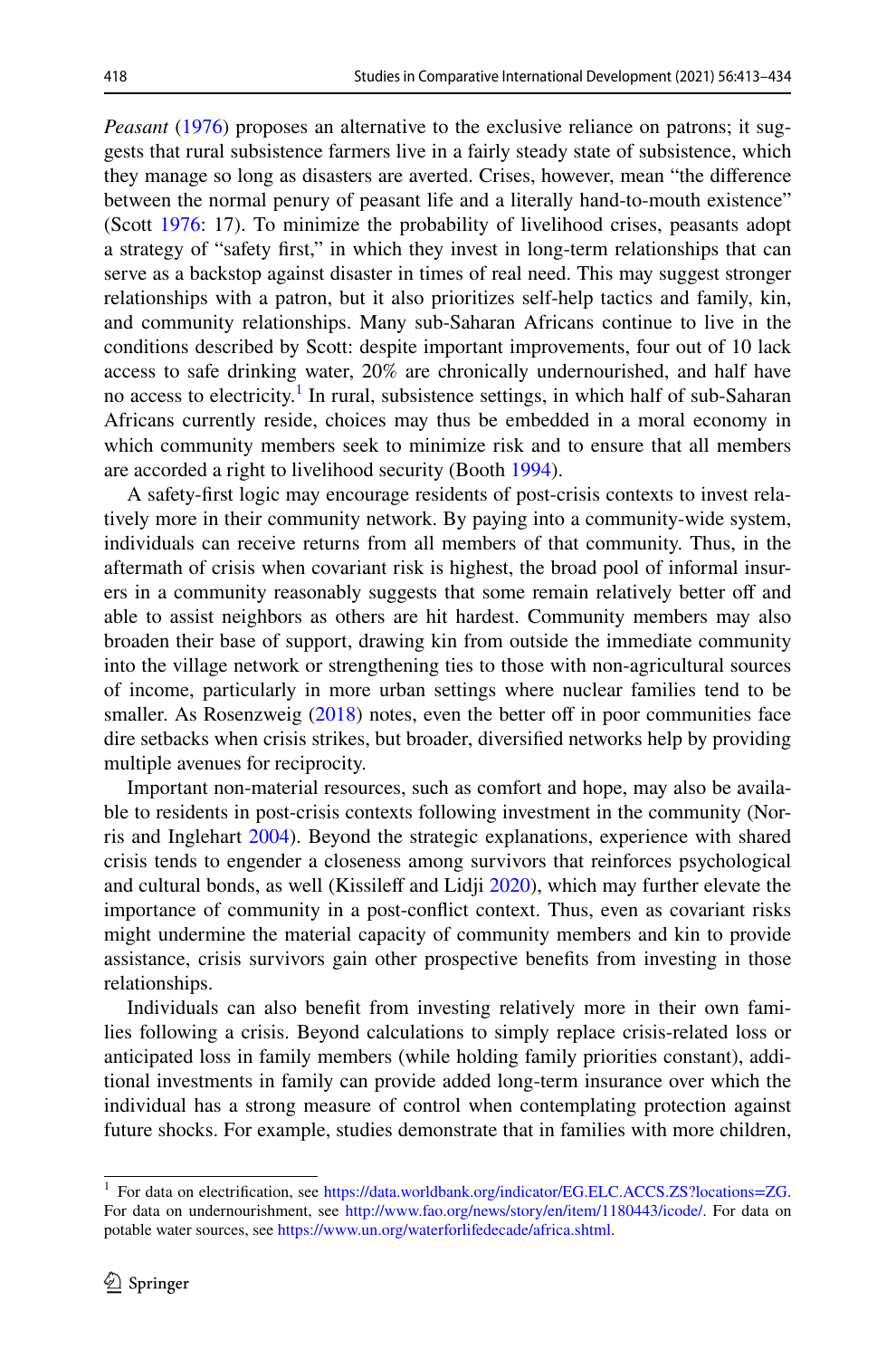*Peasant* (1976) proposes an alternative to the exclusive reliance on patrons; it suggests that rural subsistence farmers live in a fairly steady state of subsistence, which they manage so long as disasters are averted. Crises, however, mean "the difference between the normal penury of peasant life and a literally hand-to-mouth existence" (Scott 1976: 17). To minimize the probability of livelihood crises, peasants adopt a strategy of "safety first," in which they invest in long-term relationships that can serve as a backstop against disaster in times of real need. This may suggest stronger relationships with a patron, but it also prioritizes self-help tactics and family, kin, and community relationships. Many sub-Saharan Africans continue to live in the conditions described by Scott: despite important improvements, four out of 10 lack access to safe drinking water, 20% are chronically undernourished, and half have no access to electricity.[1] In rural, subsistence settings, in which half of sub-Saharan Africans currently reside, choices may thus be embedded in a moral economy in which community members seek to minimize risk and to ensure that all members are accorded a right to livelihood security (Booth 1994).

A safety-first logic may encourage residents of post-crisis contexts to invest relatively more in their community network. By paying into a community-wide system, individuals can receive returns from all members of that community. Thus, in the aftermath of crisis when covariant risk is highest, the broad pool of informal insurers in a community reasonably suggests that some remain relatively better off and able to assist neighbors as others are hit hardest. Community members may also broaden their base of support, drawing kin from outside the immediate community into the village network or strengthening ties to those with non-agricultural sources of income, particularly in more urban settings where nuclear families tend to be smaller. As Rosenzweig (2018) notes, even the better off in poor communities face dire setbacks when crisis strikes, but broader, diversified networks help by providing multiple avenues for reciprocity.

Important non-material resources, such as comfort and hope, may also be available to residents in post-crisis contexts following investment in the community (Norris and Inglehart 2004). Beyond the strategic explanations, experience with shared crisis tends to engender a closeness among survivors that reinforces psychological and cultural bonds, as well (Kissileff and Lidji 2020), which may further elevate the importance of community in a post-conflict context. Thus, even as covariant risks might undermine the material capacity of community members and kin to provide assistance, crisis survivors gain other prospective benefits from investing in those relationships.

Individuals can also benefit from investing relatively more in their own families following a crisis. Beyond calculations to simply replace crisis-related loss or anticipated loss in family members (while holding family priorities constant), additional investments in family can provide added long-term insurance over which the individual has a strong measure of control when contemplating protection against future shocks. For example, studies demonstrate that in families with more children,

---

[1] For data on electrification, see https://data.worldbank.org/indicator/EG.ELC.ACCS.ZS?locations=ZG. For data on undernourishment, see http://www.fao.org/news/story/en/item/1180443/icode/. For data on potable water sources, see https://www.un.org/waterforlifedecade/africa.shtml.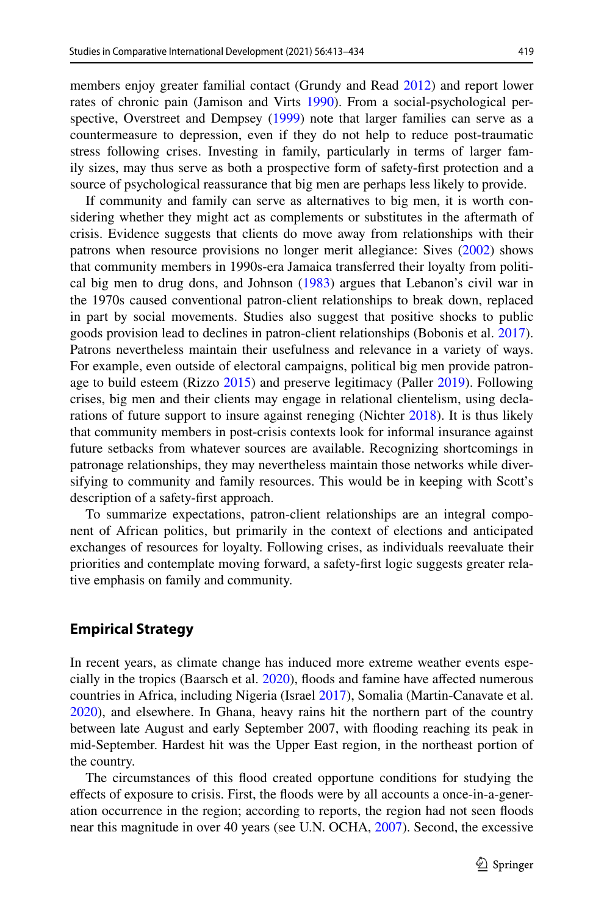members enjoy greater familial contact (Grundy and Read 2012) and report lower rates of chronic pain (Jamison and Virts 1990). From a social-psychological perspective, Overstreet and Dempsey (1999) note that larger families can serve as a countermeasure to depression, even if they do not help to reduce post-traumatic stress following crises. Investing in family, particularly in terms of larger family sizes, may thus serve as both a prospective form of safety-first protection and a source of psychological reassurance that big men are perhaps less likely to provide.

If community and family can serve as alternatives to big men, it is worth considering whether they might act as complements or substitutes in the aftermath of crisis. Evidence suggests that clients do move away from relationships with their patrons when resource provisions no longer merit allegiance: Sives (2002) shows that community members in 1990s-era Jamaica transferred their loyalty from political big men to drug dons, and Johnson (1983) argues that Lebanon's civil war in the 1970s caused conventional patron-client relationships to break down, replaced in part by social movements. Studies also suggest that positive shocks to public goods provision lead to declines in patron-client relationships (Bobonis et al. 2017). Patrons nevertheless maintain their usefulness and relevance in a variety of ways. For example, even outside of electoral campaigns, political big men provide patronage to build esteem (Rizzo 2015) and preserve legitimacy (Paller 2019). Following crises, big men and their clients may engage in relational clientelism, using declarations of future support to insure against reneging (Nichter 2018). It is thus likely that community members in post-crisis contexts look for informal insurance against future setbacks from whatever sources are available. Recognizing shortcomings in patronage relationships, they may nevertheless maintain those networks while diversifying to community and family resources. This would be in keeping with Scott's description of a safety-first approach.

To summarize expectations, patron-client relationships are an integral component of African politics, but primarily in the context of elections and anticipated exchanges of resources for loyalty. Following crises, as individuals reevaluate their priorities and contemplate moving forward, a safety-first logic suggests greater relative emphasis on family and community.

## Empirical Strategy

In recent years, as climate change has induced more extreme weather events especially in the tropics (Baarsch et al. 2020), floods and famine have affected numerous countries in Africa, including Nigeria (Israel 2017), Somalia (Martin-Canavate et al. 2020), and elsewhere. In Ghana, heavy rains hit the northern part of the country between late August and early September 2007, with flooding reaching its peak in mid-September. Hardest hit was the Upper East region, in the northeast portion of the country.

The circumstances of this flood created opportune conditions for studying the effects of exposure to crisis. First, the floods were by all accounts a once-in-a-generation occurrence in the region; according to reports, the region had not seen floods near this magnitude in over 40 years (see U.N. OCHA, 2007). Second, the excessive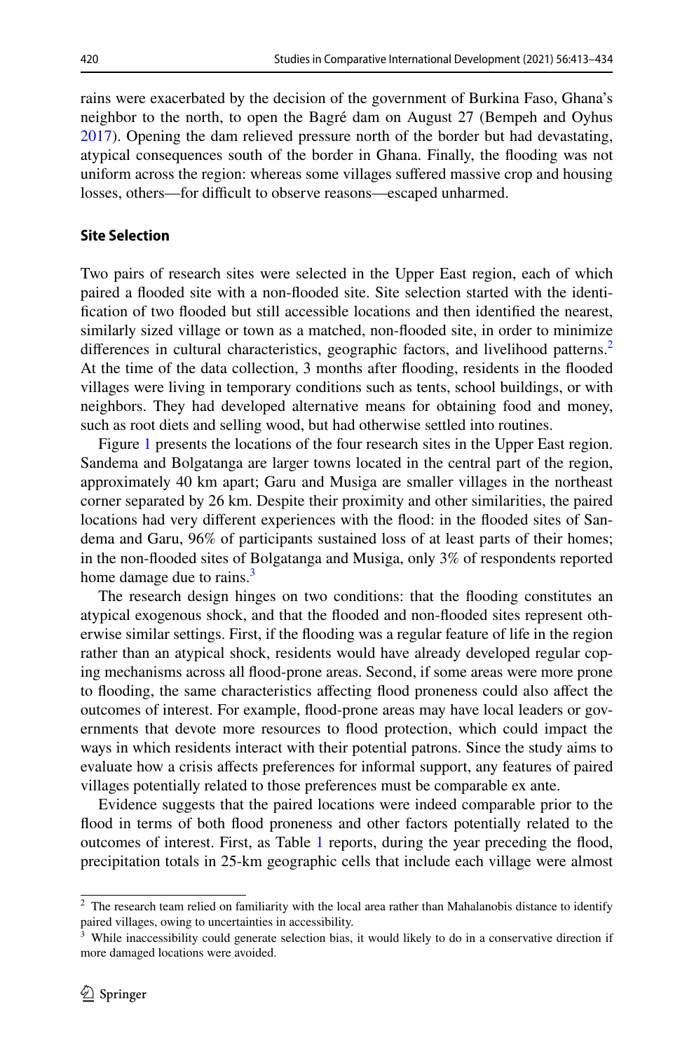rains were exacerbated by the decision of the government of Burkina Faso, Ghana's neighbor to the north, to open the Bagré dam on August 27 (Bempeh and Oyhus 2017). Opening the dam relieved pressure north of the border but had devastating, atypical consequences south of the border in Ghana. Finally, the flooding was not uniform across the region: whereas some villages suffered massive crop and housing losses, others—for difficult to observe reasons—escaped unharmed.

### Site Selection

Two pairs of research sites were selected in the Upper East region, each of which paired a flooded site with a non-flooded site. Site selection started with the identification of two flooded but still accessible locations and then identified the nearest, similarly sized village or town as a matched, non-flooded site, in order to minimize differences in cultural characteristics, geographic factors, and livelihood patterns.[2] At the time of the data collection, 3 months after flooding, residents in the flooded villages were living in temporary conditions such as tents, school buildings, or with neighbors. They had developed alternative means for obtaining food and money, such as root diets and selling wood, but had otherwise settled into routines.

Figure 1 presents the locations of the four research sites in the Upper East region. Sandema and Bolgatanga are larger towns located in the central part of the region, approximately 40 km apart; Garu and Musiga are smaller villages in the northeast corner separated by 26 km. Despite their proximity and other similarities, the paired locations had very different experiences with the flood: in the flooded sites of Sandema and Garu, 96% of participants sustained loss of at least parts of their homes; in the non-flooded sites of Bolgatanga and Musiga, only 3% of respondents reported home damage due to rains.[3]

The research design hinges on two conditions: that the flooding constitutes an atypical exogenous shock, and that the flooded and non-flooded sites represent otherwise similar settings. First, if the flooding was a regular feature of life in the region rather than an atypical shock, residents would have already developed regular coping mechanisms across all flood-prone areas. Second, if some areas were more prone to flooding, the same characteristics affecting flood proneness could also affect the outcomes of interest. For example, flood-prone areas may have local leaders or governments that devote more resources to flood protection, which could impact the ways in which residents interact with their potential patrons. Since the study aims to evaluate how a crisis affects preferences for informal support, any features of paired villages potentially related to those preferences must be comparable ex ante.

Evidence suggests that the paired locations were indeed comparable prior to the flood in terms of both flood proneness and other factors potentially related to the outcomes of interest. First, as Table 1 reports, during the year preceding the flood, precipitation totals in 25-km geographic cells that include each village were almost

---

[2] The research team relied on familiarity with the local area rather than Mahalanobis distance to identify paired villages, owing to uncertainties in accessibility.

[3] While inaccessibility could generate selection bias, it would likely to do in a conservative direction if more damaged locations were avoided.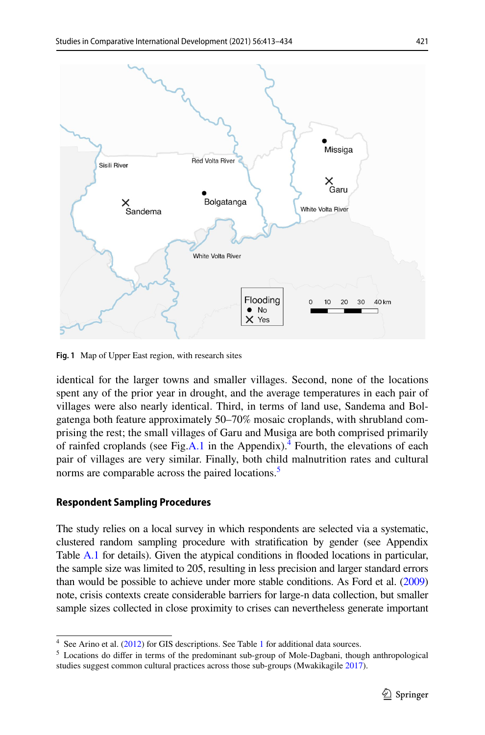Fig. 1 Map of Upper East region, with research sites

identical for the larger towns and smaller villages. Second, none of the locations spent any of the prior year in drought, and the average temperatures in each pair of villages were also nearly identical. Third, in terms of land use, Sandema and Bolgatenga both feature approximately 50–70% mosaic croplands, with shrubland comprising the rest; the small villages of Garu and Musiga are both comprised primarily of rainfed croplands (see Fig. A.1 in the Appendix).[4] Fourth, the elevations of each pair of villages are very similar. Finally, both child malnutrition rates and cultural norms are comparable across the paired locations.[5]

## Respondent Sampling Procedures

The study relies on a local survey in which respondents are selected via a systematic, clustered random sampling procedure with stratification by gender (see Appendix Table A.1 for details). Given the atypical conditions in flooded locations in particular, the sample size was limited to 205, resulting in less precision and larger standard errors than would be possible to achieve under more stable conditions. As Ford et al. (2009) note, crisis contexts create considerable barriers for large-n data collection, but smaller sample sizes collected in close proximity to crises can nevertheless generate important

---

[4] See Arino et al. (2012) for GIS descriptions. See Table 1 for additional data sources.

[5] Locations do differ in terms of the predominant sub-group of Mole-Dagbani, though anthropological studies suggest common cultural practices across those sub-groups (Mwakikagile 2017).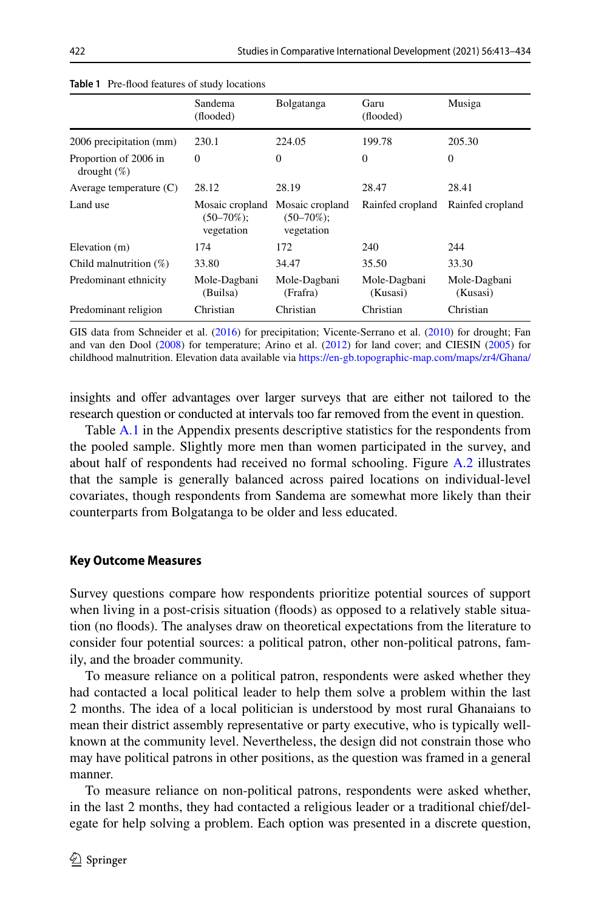**Table 1** Pre-flood features of study locations

| | Sandema (flooded) | Bolgatanga | Garu (flooded) | Musiga |
|---|---|---|---|---|
| 2006 precipitation (mm) | 230.1 | 224.05 | 199.78 | 205.30 |
| Proportion of 2006 in drought (%) | 0 | 0 | 0 | 0 |
| Average temperature (C) | 28.12 | 28.19 | 28.47 | 28.41 |
| Land use | Mosaic cropland (50–70%); vegetation | Mosaic cropland (50–70%); vegetation | Rainfed cropland | Rainfed cropland |
| Elevation (m) | 174 | 172 | 240 | 244 |
| Child malnutrition (%) | 33.80 | 34.47 | 35.50 | 33.30 |
| Predominant ethnicity | Mole-Dagbani (Builsa) | Mole-Dagbani (Frafra) | Mole-Dagbani (Kusasi) | Mole-Dagbani (Kusasi) |
| Predominant religion | Christian | Christian | Christian | Christian |

GIS data from Schneider et al. (2016) for precipitation; Vicente-Serrano et al. (2010) for drought; Fan and van den Dool (2008) for temperature; Arino et al. (2012) for land cover; and CIESIN (2005) for childhood malnutrition. Elevation data available via https://en-gb.topographic-map.com/maps/zr4/Ghana/

insights and offer advantages over larger surveys that are either not tailored to the research question or conducted at intervals too far removed from the event in question.

Table A.1 in the Appendix presents descriptive statistics for the respondents from the pooled sample. Slightly more men than women participated in the survey, and about half of respondents had received no formal schooling. Figure A.2 illustrates that the sample is generally balanced across paired locations on individual-level covariates, though respondents from Sandema are somewhat more likely than their counterparts from Bolgatanga to be older and less educated.

## Key Outcome Measures

Survey questions compare how respondents prioritize potential sources of support when living in a post-crisis situation (floods) as opposed to a relatively stable situation (no floods). The analyses draw on theoretical expectations from the literature to consider four potential sources: a political patron, other non-political patrons, family, and the broader community.

To measure reliance on a political patron, respondents were asked whether they had contacted a local political leader to help them solve a problem within the last 2 months. The idea of a local politician is understood by most rural Ghanaians to mean their district assembly representative or party executive, who is typically well-known at the community level. Nevertheless, the design did not constrain those who may have political patrons in other positions, as the question was framed in a general manner.

To measure reliance on non-political patrons, respondents were asked whether, in the last 2 months, they had contacted a religious leader or a traditional chief/delegate for help solving a problem. Each option was presented in a discrete question,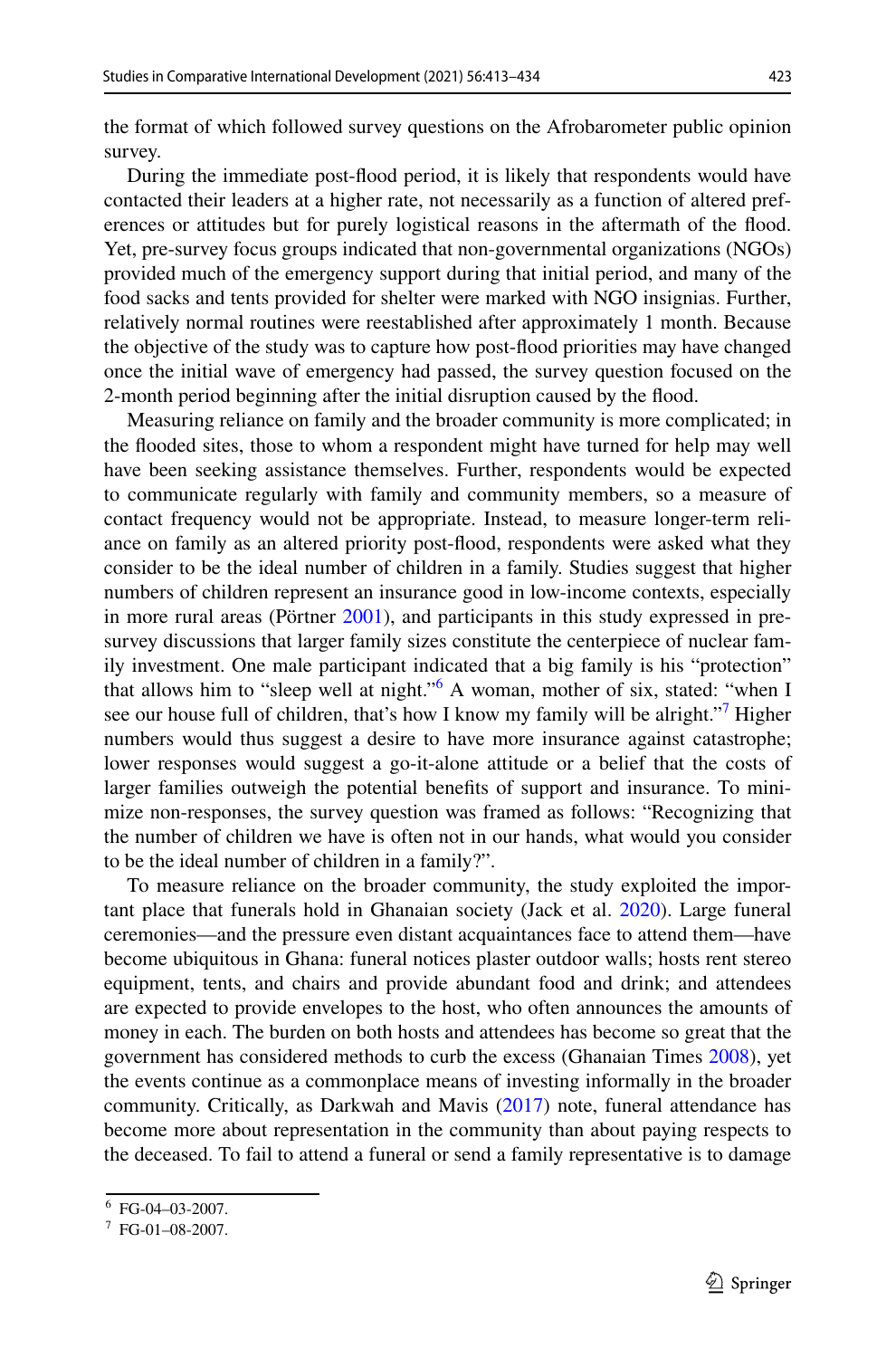the format of which followed survey questions on the Afrobarometer public opinion survey.

During the immediate post-flood period, it is likely that respondents would have contacted their leaders at a higher rate, not necessarily as a function of altered preferences or attitudes but for purely logistical reasons in the aftermath of the flood. Yet, pre-survey focus groups indicated that non-governmental organizations (NGOs) provided much of the emergency support during that initial period, and many of the food sacks and tents provided for shelter were marked with NGO insignias. Further, relatively normal routines were reestablished after approximately 1 month. Because the objective of the study was to capture how post-flood priorities may have changed once the initial wave of emergency had passed, the survey question focused on the 2-month period beginning after the initial disruption caused by the flood.

Measuring reliance on family and the broader community is more complicated; in the flooded sites, those to whom a respondent might have turned for help may well have been seeking assistance themselves. Further, respondents would be expected to communicate regularly with family and community members, so a measure of contact frequency would not be appropriate. Instead, to measure longer-term reliance on family as an altered priority post-flood, respondents were asked what they consider to be the ideal number of children in a family. Studies suggest that higher numbers of children represent an insurance good in low-income contexts, especially in more rural areas (Pörtner 2001), and participants in this study expressed in pre-survey discussions that larger family sizes constitute the centerpiece of nuclear family investment. One male participant indicated that a big family is his "protection" that allows him to "sleep well at night."[6] A woman, mother of six, stated: "when I see our house full of children, that's how I know my family will be alright."[7] Higher numbers would thus suggest a desire to have more insurance against catastrophe; lower responses would suggest a go-it-alone attitude or a belief that the costs of larger families outweigh the potential benefits of support and insurance. To minimize non-responses, the survey question was framed as follows: "Recognizing that the number of children we have is often not in our hands, what would you consider to be the ideal number of children in a family?".

To measure reliance on the broader community, the study exploited the important place that funerals hold in Ghanaian society (Jack et al. 2020). Large funeral ceremonies—and the pressure even distant acquaintances face to attend them—have become ubiquitous in Ghana: funeral notices plaster outdoor walls; hosts rent stereo equipment, tents, and chairs and provide abundant food and drink; and attendees are expected to provide envelopes to the host, who often announces the amounts of money in each. The burden on both hosts and attendees has become so great that the government has considered methods to curb the excess (Ghanaian Times 2008), yet the events continue as a commonplace means of investing informally in the broader community. Critically, as Darkwah and Mavis (2017) note, funeral attendance has become more about representation in the community than about paying respects to the deceased. To fail to attend a funeral or send a family representative is to damage

[6] FG-04–03-2007.

[7] FG-01–08-2007.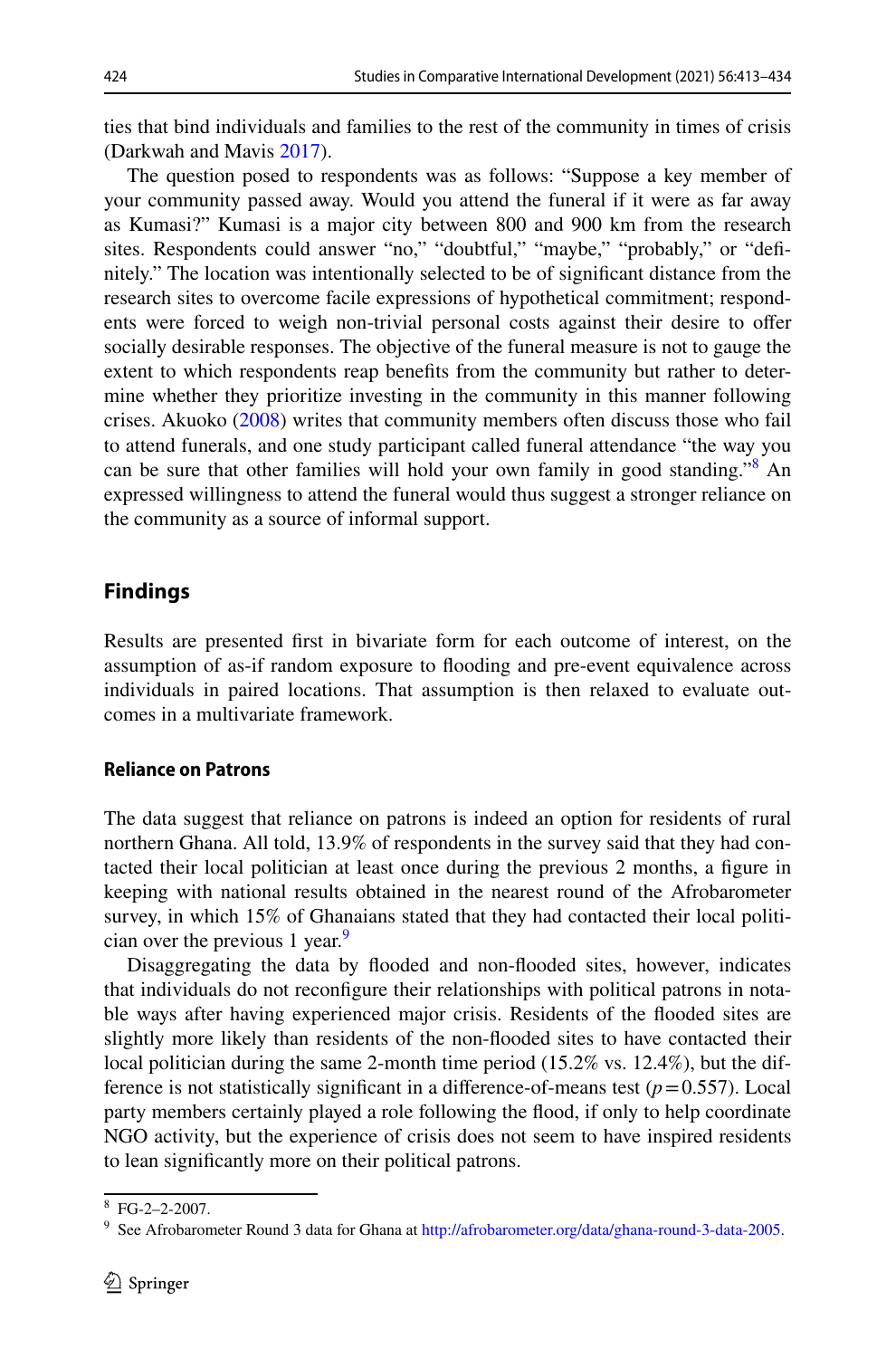ties that bind individuals and families to the rest of the community in times of crisis (Darkwah and Mavis 2017).

The question posed to respondents was as follows: "Suppose a key member of your community passed away. Would you attend the funeral if it were as far away as Kumasi?" Kumasi is a major city between 800 and 900 km from the research sites. Respondents could answer "no," "doubtful," "maybe," "probably," or "definitely." The location was intentionally selected to be of significant distance from the research sites to overcome facile expressions of hypothetical commitment; respondents were forced to weigh non-trivial personal costs against their desire to offer socially desirable responses. The objective of the funeral measure is not to gauge the extent to which respondents reap benefits from the community but rather to determine whether they prioritize investing in the community in this manner following crises. Akuoko (2008) writes that community members often discuss those who fail to attend funerals, and one study participant called funeral attendance "the way you can be sure that other families will hold your own family in good standing."[8] An expressed willingness to attend the funeral would thus suggest a stronger reliance on the community as a source of informal support.

## Findings

Results are presented first in bivariate form for each outcome of interest, on the assumption of as-if random exposure to flooding and pre-event equivalence across individuals in paired locations. That assumption is then relaxed to evaluate outcomes in a multivariate framework.

### Reliance on Patrons

The data suggest that reliance on patrons is indeed an option for residents of rural northern Ghana. All told, 13.9% of respondents in the survey said that they had contacted their local politician at least once during the previous 2 months, a figure in keeping with national results obtained in the nearest round of the Afrobarometer survey, in which 15% of Ghanaians stated that they had contacted their local politician over the previous 1 year.[9]

Disaggregating the data by flooded and non-flooded sites, however, indicates that individuals do not reconfigure their relationships with political patrons in notable ways after having experienced major crisis. Residents of the flooded sites are slightly more likely than residents of the non-flooded sites to have contacted their local politician during the same 2-month time period (15.2% vs. 12.4%), but the difference is not statistically significant in a difference-of-means test ($p = 0.557$). Local party members certainly played a role following the flood, if only to help coordinate NGO activity, but the experience of crisis does not seem to have inspired residents to lean significantly more on their political patrons.

---

[8] FG-2–2-2007.

[9] See Afrobarometer Round 3 data for Ghana at http://afrobarometer.org/data/ghana-round-3-data-2005.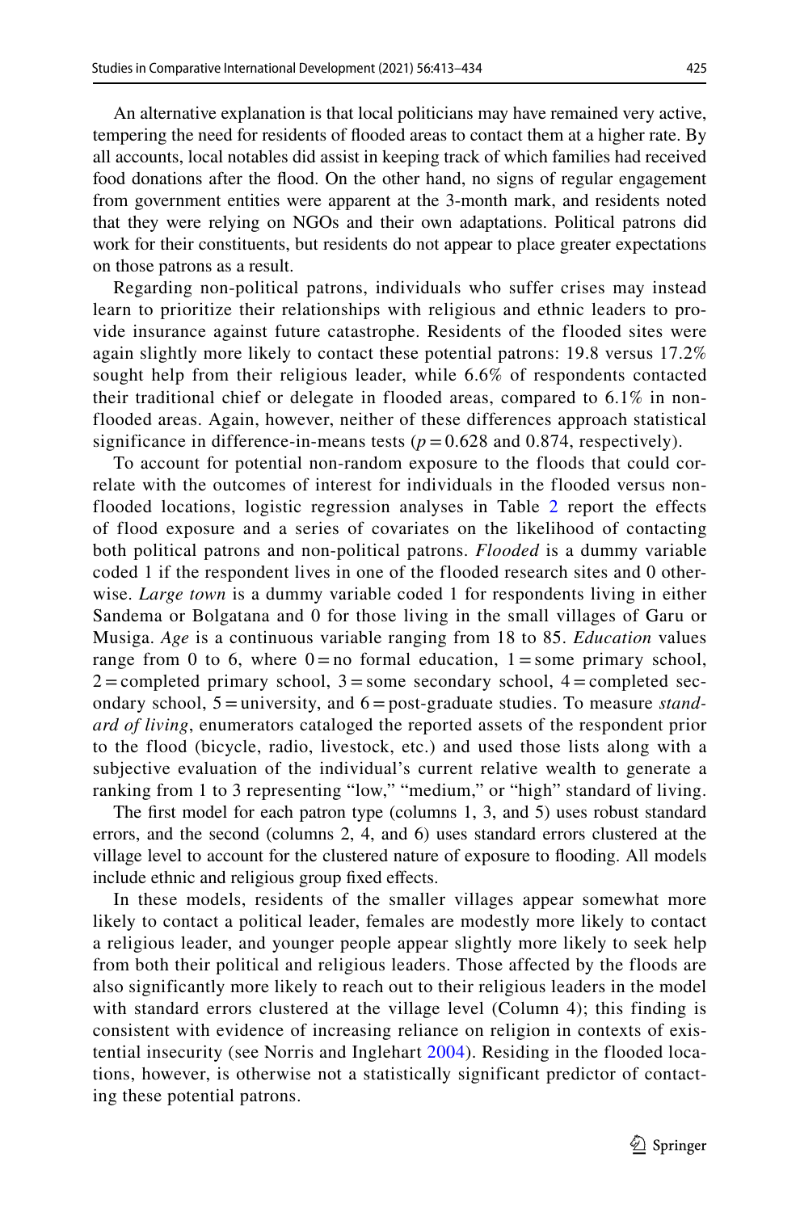An alternative explanation is that local politicians may have remained very active, tempering the need for residents of flooded areas to contact them at a higher rate. By all accounts, local notables did assist in keeping track of which families had received food donations after the flood. On the other hand, no signs of regular engagement from government entities were apparent at the 3-month mark, and residents noted that they were relying on NGOs and their own adaptations. Political patrons did work for their constituents, but residents do not appear to place greater expectations on those patrons as a result.

Regarding non-political patrons, individuals who suffer crises may instead learn to prioritize their relationships with religious and ethnic leaders to provide insurance against future catastrophe. Residents of the flooded sites were again slightly more likely to contact these potential patrons: 19.8 versus 17.2% sought help from their religious leader, while 6.6% of respondents contacted their traditional chief or delegate in flooded areas, compared to 6.1% in non-flooded areas. Again, however, neither of these differences approach statistical significance in difference-in-means tests ($p = 0.628$ and 0.874, respectively).

To account for potential non-random exposure to the floods that could correlate with the outcomes of interest for individuals in the flooded versus non-flooded locations, logistic regression analyses in Table 2 report the effects of flood exposure and a series of covariates on the likelihood of contacting both political patrons and non-political patrons. *Flooded* is a dummy variable coded 1 if the respondent lives in one of the flooded research sites and 0 otherwise. *Large town* is a dummy variable coded 1 for respondents living in either Sandema or Bolgatana and 0 for those living in the small villages of Garu or Musiga. *Age* is a continuous variable ranging from 18 to 85. *Education* values range from 0 to 6, where 0 = no formal education, 1 = some primary school, 2 = completed primary school, 3 = some secondary school, 4 = completed secondary school, 5 = university, and 6 = post-graduate studies. To measure *standard of living*, enumerators cataloged the reported assets of the respondent prior to the flood (bicycle, radio, livestock, etc.) and used those lists along with a subjective evaluation of the individual's current relative wealth to generate a ranking from 1 to 3 representing "low," "medium," or "high" standard of living.

The first model for each patron type (columns 1, 3, and 5) uses robust standard errors, and the second (columns 2, 4, and 6) uses standard errors clustered at the village level to account for the clustered nature of exposure to flooding. All models include ethnic and religious group fixed effects.

In these models, residents of the smaller villages appear somewhat more likely to contact a political leader, females are modestly more likely to contact a religious leader, and younger people appear slightly more likely to seek help from both their political and religious leaders. Those affected by the floods are also significantly more likely to reach out to their religious leaders in the model with standard errors clustered at the village level (Column 4); this finding is consistent with evidence of increasing reliance on religion in contexts of existential insecurity (see Norris and Inglehart 2004). Residing in the flooded locations, however, is otherwise not a statistically significant predictor of contacting these potential patrons.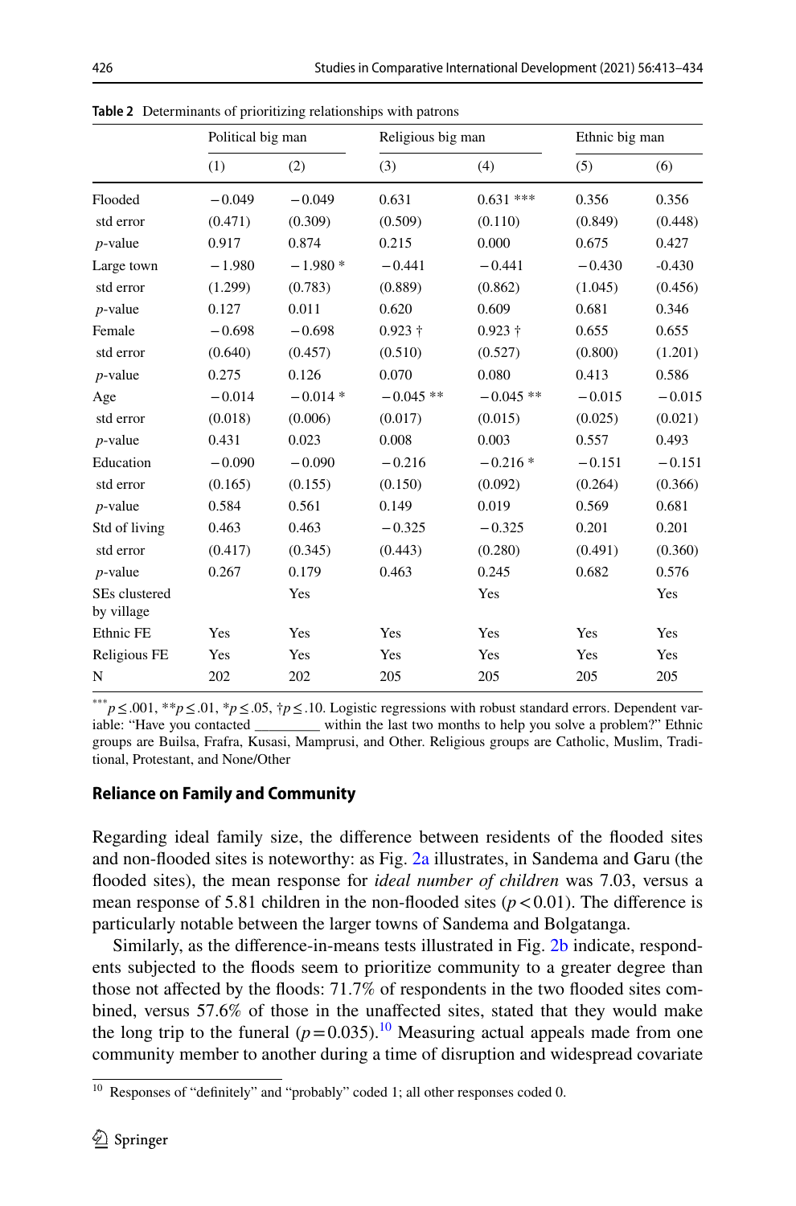**Table 2** Determinants of prioritizing relationships with patrons

| | Political big man | | Religious big man | | Ethnic big man | |
|---|---|---|---|---|---|---|
| | (1) | (2) | (3) | (4) | (5) | (6) |
| Flooded | −0.049 | −0.049 | 0.631 | 0.631 *** | 0.356 | 0.356 |
| std error | (0.471) | (0.309) | (0.509) | (0.110) | (0.849) | (0.448) |
| *p*-value | 0.917 | 0.874 | 0.215 | 0.000 | 0.675 | 0.427 |
| Large town | −1.980 | −1.980 * | −0.441 | −0.441 | −0.430 | -0.430 |
| std error | (1.299) | (0.783) | (0.889) | (0.862) | (1.045) | (0.456) |
| *p*-value | 0.127 | 0.011 | 0.620 | 0.609 | 0.681 | 0.346 |
| Female | −0.698 | −0.698 | 0.923 † | 0.923 † | 0.655 | 0.655 |
| std error | (0.640) | (0.457) | (0.510) | (0.527) | (0.800) | (1.201) |
| *p*-value | 0.275 | 0.126 | 0.070 | 0.080 | 0.413 | 0.586 |
| Age | −0.014 | −0.014 * | −0.045 ** | −0.045 ** | −0.015 | −0.015 |
| std error | (0.018) | (0.006) | (0.017) | (0.015) | (0.025) | (0.021) |
| *p*-value | 0.431 | 0.023 | 0.008 | 0.003 | 0.557 | 0.493 |
| Education | −0.090 | −0.090 | −0.216 | −0.216 * | −0.151 | −0.151 |
| std error | (0.165) | (0.155) | (0.150) | (0.092) | (0.264) | (0.366) |
| *p*-value | 0.584 | 0.561 | 0.149 | 0.019 | 0.569 | 0.681 |
| Std of living | 0.463 | 0.463 | −0.325 | −0.325 | 0.201 | 0.201 |
| std error | (0.417) | (0.345) | (0.443) | (0.280) | (0.491) | (0.360) |
| *p*-value | 0.267 | 0.179 | 0.463 | 0.245 | 0.682 | 0.576 |
| SEs clustered by village | | Yes | | Yes | | Yes |
| Ethnic FE | Yes | Yes | Yes | Yes | Yes | Yes |
| Religious FE | Yes | Yes | Yes | Yes | Yes | Yes |
| N | 202 | 202 | 205 | 205 | 205 | 205 |

***$p \leq .001$, **$p \leq .01$, *$p \leq .05$, †$p \leq .10$. Logistic regressions with robust standard errors. Dependent variable: "Have you contacted _________ within the last two months to help you solve a problem?" Ethnic groups are Builsa, Frafra, Kusasi, Mamprusi, and Other. Religious groups are Catholic, Muslim, Traditional, Protestant, and None/Other

### Reliance on Family and Community

Regarding ideal family size, the difference between residents of the flooded sites and non-flooded sites is noteworthy: as Fig. 2a illustrates, in Sandema and Garu (the flooded sites), the mean response for *ideal number of children* was 7.03, versus a mean response of 5.81 children in the non-flooded sites ($p < 0.01$). The difference is particularly notable between the larger towns of Sandema and Bolgatanga.

Similarly, as the difference-in-means tests illustrated in Fig. 2b indicate, respondents subjected to the floods seem to prioritize community to a greater degree than those not affected by the floods: 71.7% of respondents in the two flooded sites combined, versus 57.6% of those in the unaffected sites, stated that they would make the long trip to the funeral ($p = 0.035$).[10] Measuring actual appeals made from one community member to another during a time of disruption and widespread covariate

[10] Responses of "definitely" and "probably" coded 1; all other responses coded 0.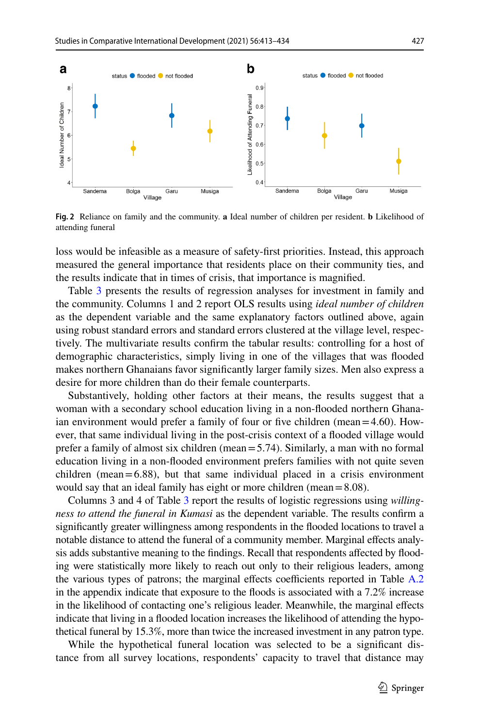Fig. 2 Reliance on family and the community. **a** Ideal number of children per resident. **b** Likelihood of attending funeral

loss would be infeasible as a measure of safety-first priorities. Instead, this approach measured the general importance that residents place on their community ties, and the results indicate that in times of crisis, that importance is magnified.

Table 3 presents the results of regression analyses for investment in family and the community. Columns 1 and 2 report OLS results using *ideal number of children* as the dependent variable and the same explanatory factors outlined above, again using robust standard errors and standard errors clustered at the village level, respectively. The multivariate results confirm the tabular results: controlling for a host of demographic characteristics, simply living in one of the villages that was flooded makes northern Ghanaians favor significantly larger family sizes. Men also express a desire for more children than do their female counterparts.

Substantively, holding other factors at their means, the results suggest that a woman with a secondary school education living in a non-flooded northern Ghanaian environment would prefer a family of four or five children (mean = 4.60). However, that same individual living in the post-crisis context of a flooded village would prefer a family of almost six children (mean = 5.74). Similarly, a man with no formal education living in a non-flooded environment prefers families with not quite seven children (mean = 6.88), but that same individual placed in a crisis environment would say that an ideal family has eight or more children (mean = 8.08).

Columns 3 and 4 of Table 3 report the results of logistic regressions using *willingness to attend the funeral in Kumasi* as the dependent variable. The results confirm a significantly greater willingness among respondents in the flooded locations to travel a notable distance to attend the funeral of a community member. Marginal effects analysis adds substantive meaning to the findings. Recall that respondents affected by flooding were statistically more likely to reach out only to their religious leaders, among the various types of patrons; the marginal effects coefficients reported in Table A.2 in the appendix indicate that exposure to the floods is associated with a 7.2% increase in the likelihood of contacting one's religious leader. Meanwhile, the marginal effects indicate that living in a flooded location increases the likelihood of attending the hypothetical funeral by 15.3%, more than twice the increased investment in any patron type.

While the hypothetical funeral location was selected to be a significant distance from all survey locations, respondents' capacity to travel that distance may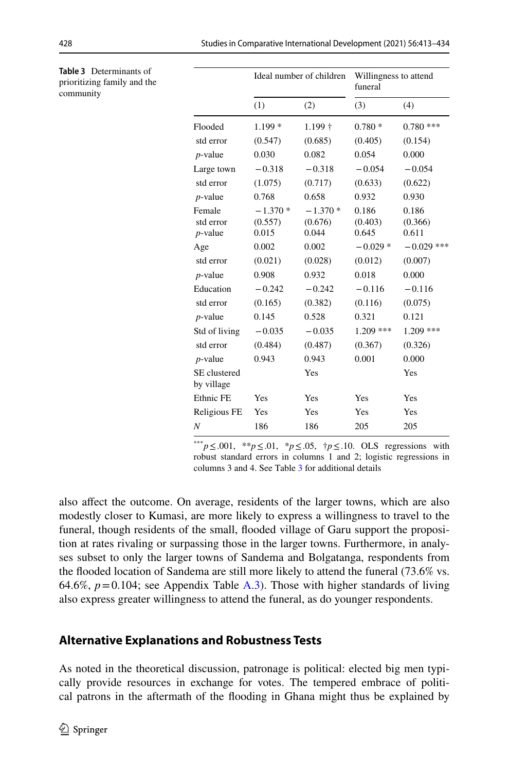**Table 3** Determinants of prioritizing family and the community

| | Ideal number of children | | Willingness to attend funeral | |
|---|---|---|---|---|
| | (1) | (2) | (3) | (4) |
| Flooded | 1.199 * | 1.199 † | 0.780 * | 0.780 *** |
| std error | (0.547) | (0.685) | (0.405) | (0.154) |
| *p*-value | 0.030 | 0.082 | 0.054 | 0.000 |
| Large town | −0.318 | −0.318 | −0.054 | −0.054 |
| std error | (1.075) | (0.717) | (0.633) | (0.622) |
| *p*-value | 0.768 | 0.658 | 0.932 | 0.930 |
| Female | −1.370 * | −1.370 * | 0.186 | 0.186 |
| std error | (0.557) | (0.676) | (0.403) | (0.366) |
| *p*-value | 0.015 | 0.044 | 0.645 | 0.611 |
| Age | 0.002 | 0.002 | −0.029 * | −0.029 *** |
| std error | (0.021) | (0.028) | (0.012) | (0.007) |
| *p*-value | 0.908 | 0.932 | 0.018 | 0.000 |
| Education | −0.242 | −0.242 | −0.116 | −0.116 |
| std error | (0.165) | (0.382) | (0.116) | (0.075) |
| *p*-value | 0.145 | 0.528 | 0.321 | 0.121 |
| Std of living | −0.035 | −0.035 | 1.209 *** | 1.209 *** |
| std error | (0.484) | (0.487) | (0.367) | (0.326) |
| *p*-value | 0.943 | 0.943 | 0.001 | 0.000 |
| SE clustered by village | | Yes | | Yes |
| Ethnic FE | Yes | Yes | Yes | Yes |
| Religious FE | Yes | Yes | Yes | Yes |
| *N* | 186 | 186 | 205 | 205 |

***$p \leq .001$, **$p \leq .01$, *$p \leq .05$, †$p \leq .10$. OLS regressions with robust standard errors in columns 1 and 2; logistic regressions in columns 3 and 4. See Table 3 for additional details

also affect the outcome. On average, residents of the larger towns, which are also modestly closer to Kumasi, are more likely to express a willingness to travel to the funeral, though residents of the small, flooded village of Garu support the proposition at rates rivaling or surpassing those in the larger towns. Furthermore, in analyses subset to only the larger towns of Sandema and Bolgatanga, respondents from the flooded location of Sandema are still more likely to attend the funeral (73.6% vs. 64.6%, $p = 0.104$; see Appendix Table A.3). Those with higher standards of living also express greater willingness to attend the funeral, as do younger respondents.

## Alternative Explanations and Robustness Tests

As noted in the theoretical discussion, patronage is political: elected big men typically provide resources in exchange for votes. The tempered embrace of political patrons in the aftermath of the flooding in Ghana might thus be explained by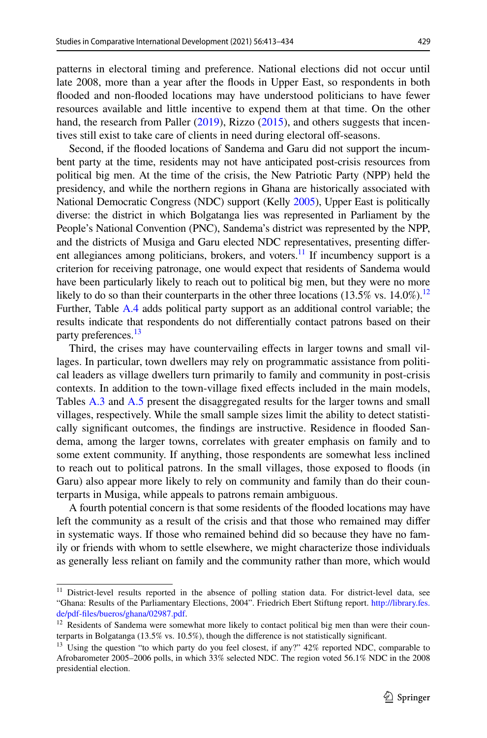patterns in electoral timing and preference. National elections did not occur until late 2008, more than a year after the floods in Upper East, so respondents in both flooded and non-flooded locations may have understood politicians to have fewer resources available and little incentive to expend them at that time. On the other hand, the research from Paller (2019), Rizzo (2015), and others suggests that incentives still exist to take care of clients in need during electoral off-seasons.

Second, if the flooded locations of Sandema and Garu did not support the incumbent party at the time, residents may not have anticipated post-crisis resources from political big men. At the time of the crisis, the New Patriotic Party (NPP) held the presidency, and while the northern regions in Ghana are historically associated with National Democratic Congress (NDC) support (Kelly 2005), Upper East is politically diverse: the district in which Bolgatanga lies was represented in Parliament by the People's National Convention (PNC), Sandema's district was represented by the NPP, and the districts of Musiga and Garu elected NDC representatives, presenting different allegiances among politicians, brokers, and voters.[11] If incumbency support is a criterion for receiving patronage, one would expect that residents of Sandema would have been particularly likely to reach out to political big men, but they were no more likely to do so than their counterparts in the other three locations (13.5% vs. 14.0%).[12] Further, Table A.4 adds political party support as an additional control variable; the results indicate that respondents do not differentially contact patrons based on their party preferences.[13]

Third, the crises may have countervailing effects in larger towns and small villages. In particular, town dwellers may rely on programmatic assistance from political leaders as village dwellers turn primarily to family and community in post-crisis contexts. In addition to the town-village fixed effects included in the main models, Tables A.3 and A.5 present the disaggregated results for the larger towns and small villages, respectively. While the small sample sizes limit the ability to detect statistically significant outcomes, the findings are instructive. Residence in flooded Sandema, among the larger towns, correlates with greater emphasis on family and to some extent community. If anything, those respondents are somewhat less inclined to reach out to political patrons. In the small villages, those exposed to floods (in Garu) also appear more likely to rely on community and family than do their counterparts in Musiga, while appeals to patrons remain ambiguous.

A fourth potential concern is that some residents of the flooded locations may have left the community as a result of the crisis and that those who remained may differ in systematic ways. If those who remained behind did so because they have no family or friends with whom to settle elsewhere, we might characterize those individuals as generally less reliant on family and the community rather than more, which would

---

[11] District-level results reported in the absence of polling station data. For district-level data, see "Ghana: Results of the Parliamentary Elections, 2004". Friedrich Ebert Stiftung report. http://library.fes.de/pdf-files/bueros/ghana/02987.pdf.

[12] Residents of Sandema were somewhat more likely to contact political big men than were their counterparts in Bolgatanga (13.5% vs. 10.5%), though the difference is not statistically significant.

[13] Using the question "to which party do you feel closest, if any?" 42% reported NDC, comparable to Afrobarometer 2005–2006 polls, in which 33% selected NDC. The region voted 56.1% NDC in the 2008 presidential election.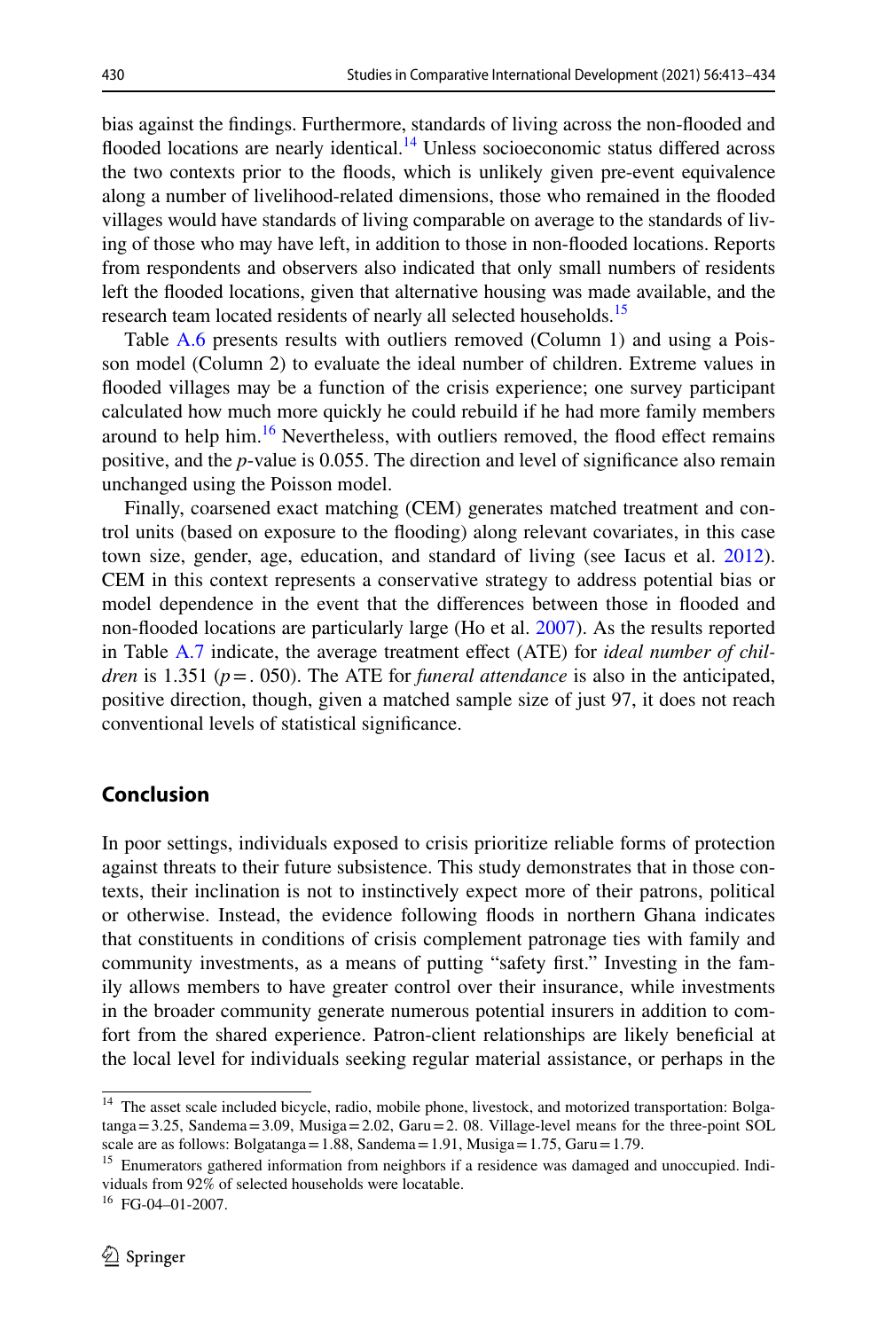bias against the findings. Furthermore, standards of living across the non-flooded and flooded locations are nearly identical.[14] Unless socioeconomic status differed across the two contexts prior to the floods, which is unlikely given pre-event equivalence along a number of livelihood-related dimensions, those who remained in the flooded villages would have standards of living comparable on average to the standards of living of those who may have left, in addition to those in non-flooded locations. Reports from respondents and observers also indicated that only small numbers of residents left the flooded locations, given that alternative housing was made available, and the research team located residents of nearly all selected households.[15]

Table A.6 presents results with outliers removed (Column 1) and using a Poisson model (Column 2) to evaluate the ideal number of children. Extreme values in flooded villages may be a function of the crisis experience; one survey participant calculated how much more quickly he could rebuild if he had more family members around to help him.[16] Nevertheless, with outliers removed, the flood effect remains positive, and the *p*-value is 0.055. The direction and level of significance also remain unchanged using the Poisson model.

Finally, coarsened exact matching (CEM) generates matched treatment and control units (based on exposure to the flooding) along relevant covariates, in this case town size, gender, age, education, and standard of living (see Iacus et al. 2012). CEM in this context represents a conservative strategy to address potential bias or model dependence in the event that the differences between those in flooded and non-flooded locations are particularly large (Ho et al. 2007). As the results reported in Table A.7 indicate, the average treatment effect (ATE) for *ideal number of children* is 1.351 ($p = .050$). The ATE for *funeral attendance* is also in the anticipated, positive direction, though, given a matched sample size of just 97, it does not reach conventional levels of statistical significance.

## Conclusion

In poor settings, individuals exposed to crisis prioritize reliable forms of protection against threats to their future subsistence. This study demonstrates that in those contexts, their inclination is not to instinctively expect more of their patrons, political or otherwise. Instead, the evidence following floods in northern Ghana indicates that constituents in conditions of crisis complement patronage ties with family and community investments, as a means of putting "safety first." Investing in the family allows members to have greater control over their insurance, while investments in the broader community generate numerous potential insurers in addition to comfort from the shared experience. Patron-client relationships are likely beneficial at the local level for individuals seeking regular material assistance, or perhaps in the

---

[14] The asset scale included bicycle, radio, mobile phone, livestock, and motorized transportation: Bolgatanga = 3.25, Sandema = 3.09, Musiga = 2.02, Garu = 2. 08. Village-level means for the three-point SOL scale are as follows: Bolgatanga = 1.88, Sandema = 1.91, Musiga = 1.75, Garu = 1.79.

[15] Enumerators gathered information from neighbors if a residence was damaged and unoccupied. Individuals from 92% of selected households were locatable.

[16] FG-04–01-2007.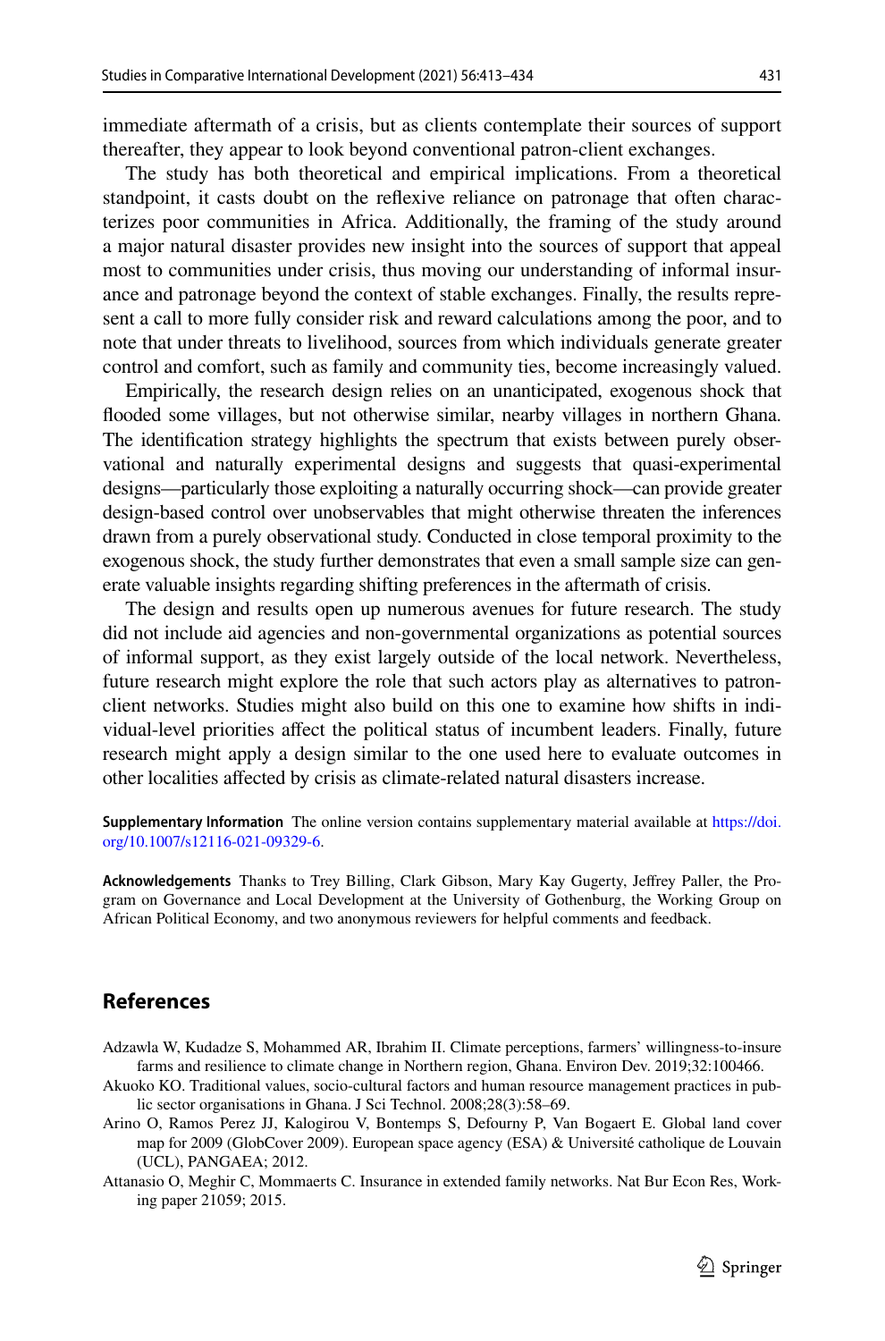immediate aftermath of a crisis, but as clients contemplate their sources of support thereafter, they appear to look beyond conventional patron-client exchanges.

The study has both theoretical and empirical implications. From a theoretical standpoint, it casts doubt on the reflexive reliance on patronage that often characterizes poor communities in Africa. Additionally, the framing of the study around a major natural disaster provides new insight into the sources of support that appeal most to communities under crisis, thus moving our understanding of informal insurance and patronage beyond the context of stable exchanges. Finally, the results represent a call to more fully consider risk and reward calculations among the poor, and to note that under threats to livelihood, sources from which individuals generate greater control and comfort, such as family and community ties, become increasingly valued.

Empirically, the research design relies on an unanticipated, exogenous shock that flooded some villages, but not otherwise similar, nearby villages in northern Ghana. The identification strategy highlights the spectrum that exists between purely observational and naturally experimental designs and suggests that quasi-experimental designs—particularly those exploiting a naturally occurring shock—can provide greater design-based control over unobservables that might otherwise threaten the inferences drawn from a purely observational study. Conducted in close temporal proximity to the exogenous shock, the study further demonstrates that even a small sample size can generate valuable insights regarding shifting preferences in the aftermath of crisis.

The design and results open up numerous avenues for future research. The study did not include aid agencies and non-governmental organizations as potential sources of informal support, as they exist largely outside of the local network. Nevertheless, future research might explore the role that such actors play as alternatives to patron-client networks. Studies might also build on this one to examine how shifts in individual-level priorities affect the political status of incumbent leaders. Finally, future research might apply a design similar to the one used here to evaluate outcomes in other localities affected by crisis as climate-related natural disasters increase.

**Supplementary Information** The online version contains supplementary material available at https://doi.org/10.1007/s12116-021-09329-6.

**Acknowledgements** Thanks to Trey Billing, Clark Gibson, Mary Kay Gugerty, Jeffrey Paller, the Program on Governance and Local Development at the University of Gothenburg, the Working Group on African Political Economy, and two anonymous reviewers for helpful comments and feedback.

## References

Adzawla W, Kudadze S, Mohammed AR, Ibrahim II. Climate perceptions, farmers' willingness-to-insure farms and resilience to climate change in Northern region, Ghana. Environ Dev. 2019;32:100466.

Akuoko KO. Traditional values, socio-cultural factors and human resource management practices in public sector organisations in Ghana. J Sci Technol. 2008;28(3):58–69.

Arino O, Ramos Perez JJ, Kalogirou V, Bontemps S, Defourny P, Van Bogaert E. Global land cover map for 2009 (GlobCover 2009). European space agency (ESA) & Université catholique de Louvain (UCL), PANGAEA; 2012.

Attanasio O, Meghir C, Mommaerts C. Insurance in extended family networks. Nat Bur Econ Res, Working paper 21059; 2015.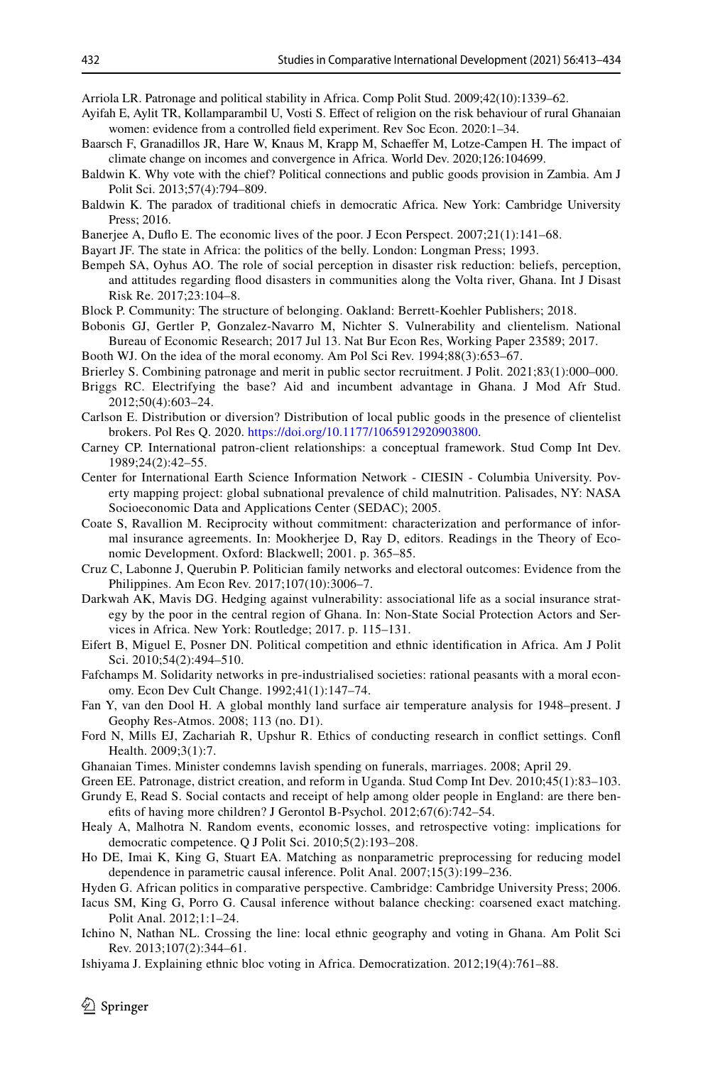Arriola LR. Patronage and political stability in Africa. Comp Polit Stud. 2009;42(10):1339–62.

Ayifah E, Aylit TR, Kollamparambil U, Vosti S. Effect of religion on the risk behaviour of rural Ghanaian women: evidence from a controlled field experiment. Rev Soc Econ. 2020:1–34.

Baarsch F, Granadillos JR, Hare W, Knaus M, Krapp M, Schaeffer M, Lotze-Campen H. The impact of climate change on incomes and convergence in Africa. World Dev. 2020;126:104699.

Baldwin K. Why vote with the chief? Political connections and public goods provision in Zambia. Am J Polit Sci. 2013;57(4):794–809.

Baldwin K. The paradox of traditional chiefs in democratic Africa. New York: Cambridge University Press; 2016.

Banerjee A, Duflo E. The economic lives of the poor. J Econ Perspect. 2007;21(1):141–68.

Bayart JF. The state in Africa: the politics of the belly. London: Longman Press; 1993.

Bempeh SA, Oyhus AO. The role of social perception in disaster risk reduction: beliefs, perception, and attitudes regarding flood disasters in communities along the Volta river, Ghana. Int J Disast Risk Re. 2017;23:104–8.

Block P. Community: The structure of belonging. Oakland: Berrett-Koehler Publishers; 2018.

Bobonis GJ, Gertler P, Gonzalez-Navarro M, Nichter S. Vulnerability and clientelism. National Bureau of Economic Research; 2017 Jul 13. Nat Bur Econ Res, Working Paper 23589; 2017.

Booth WJ. On the idea of the moral economy. Am Pol Sci Rev. 1994;88(3):653–67.

Brierley S. Combining patronage and merit in public sector recruitment. J Polit. 2021;83(1):000–000.

Briggs RC. Electrifying the base? Aid and incumbent advantage in Ghana. J Mod Afr Stud. 2012;50(4):603–24.

Carlson E. Distribution or diversion? Distribution of local public goods in the presence of clientelist brokers. Pol Res Q. 2020. https://doi.org/10.1177/1065912920903800.

Carney CP. International patron-client relationships: a conceptual framework. Stud Comp Int Dev. 1989;24(2):42–55.

Center for International Earth Science Information Network - CIESIN - Columbia University. Poverty mapping project: global subnational prevalence of child malnutrition. Palisades, NY: NASA Socioeconomic Data and Applications Center (SEDAC); 2005.

Coate S, Ravallion M. Reciprocity without commitment: characterization and performance of informal insurance agreements. In: Mookherjee D, Ray D, editors. Readings in the Theory of Economic Development. Oxford: Blackwell; 2001. p. 365–85.

Cruz C, Labonne J, Querubin P. Politician family networks and electoral outcomes: Evidence from the Philippines. Am Econ Rev. 2017;107(10):3006–7.

Darkwah AK, Mavis DG. Hedging against vulnerability: associational life as a social insurance strategy by the poor in the central region of Ghana. In: Non-State Social Protection Actors and Services in Africa. New York: Routledge; 2017. p. 115–131.

Eifert B, Miguel E, Posner DN. Political competition and ethnic identification in Africa. Am J Polit Sci. 2010;54(2):494–510.

Fafchamps M. Solidarity networks in pre-industrialised societies: rational peasants with a moral economy. Econ Dev Cult Change. 1992;41(1):147–74.

Fan Y, van den Dool H. A global monthly land surface air temperature analysis for 1948–present. J Geophy Res-Atmos. 2008; 113 (no. D1).

Ford N, Mills EJ, Zachariah R, Upshur R. Ethics of conducting research in conflict settings. Confl Health. 2009;3(1):7.

Ghanaian Times. Minister condemns lavish spending on funerals, marriages. 2008; April 29.

Green EE. Patronage, district creation, and reform in Uganda. Stud Comp Int Dev. 2010;45(1):83–103.

Grundy E, Read S. Social contacts and receipt of help among older people in England: are there benefits of having more children? J Gerontol B-Psychol. 2012;67(6):742–54.

Healy A, Malhotra N. Random events, economic losses, and retrospective voting: implications for democratic competence. Q J Polit Sci. 2010;5(2):193–208.

Ho DE, Imai K, King G, Stuart EA. Matching as nonparametric preprocessing for reducing model dependence in parametric causal inference. Polit Anal. 2007;15(3):199–236.

Hyden G. African politics in comparative perspective. Cambridge: Cambridge University Press; 2006.

Iacus SM, King G, Porro G. Causal inference without balance checking: coarsened exact matching. Polit Anal. 2012;1:1–24.

Ichino N, Nathan NL. Crossing the line: local ethnic geography and voting in Ghana. Am Polit Sci Rev. 2013;107(2):344–61.

Ishiyama J. Explaining ethnic bloc voting in Africa. Democratization. 2012;19(4):761–88.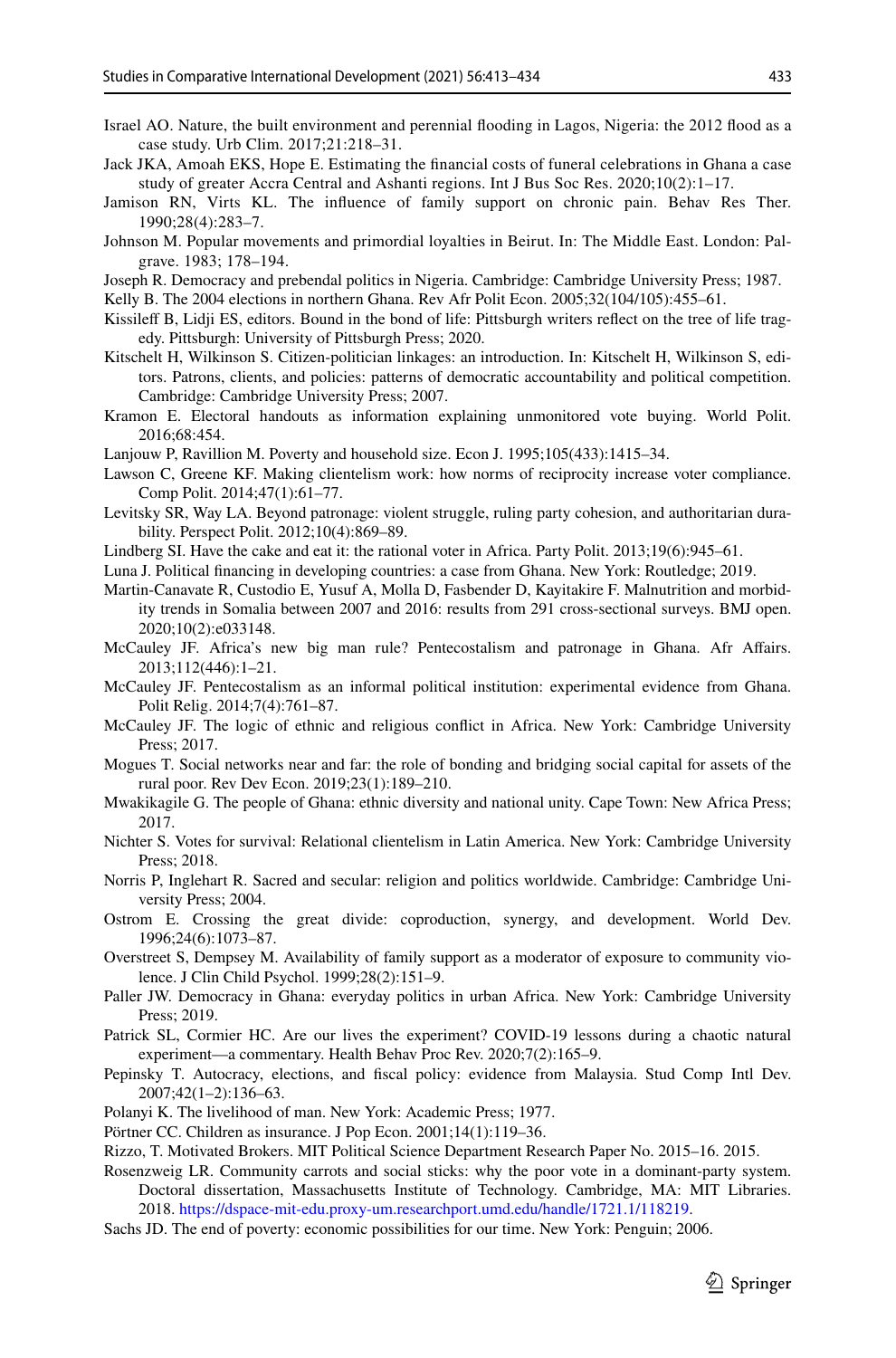Israel AO. Nature, the built environment and perennial flooding in Lagos, Nigeria: the 2012 flood as a case study. Urb Clim. 2017;21:218–31.

Jack JKA, Amoah EKS, Hope E. Estimating the financial costs of funeral celebrations in Ghana a case study of greater Accra Central and Ashanti regions. Int J Bus Soc Res. 2020;10(2):1–17.

Jamison RN, Virts KL. The influence of family support on chronic pain. Behav Res Ther. 1990;28(4):283–7.

Johnson M. Popular movements and primordial loyalties in Beirut. In: The Middle East. London: Palgrave. 1983; 178–194.

Joseph R. Democracy and prebendal politics in Nigeria. Cambridge: Cambridge University Press; 1987.

Kelly B. The 2004 elections in northern Ghana. Rev Afr Polit Econ. 2005;32(104/105):455–61.

Kissileff B, Lidji ES, editors. Bound in the bond of life: Pittsburgh writers reflect on the tree of life tragedy. Pittsburgh: University of Pittsburgh Press; 2020.

Kitschelt H, Wilkinson S. Citizen-politician linkages: an introduction. In: Kitschelt H, Wilkinson S, editors. Patrons, clients, and policies: patterns of democratic accountability and political competition. Cambridge: Cambridge University Press; 2007.

Kramon E. Electoral handouts as information explaining unmonitored vote buying. World Polit. 2016;68:454.

Lanjouw P, Ravillion M. Poverty and household size. Econ J. 1995;105(433):1415–34.

Lawson C, Greene KF. Making clientelism work: how norms of reciprocity increase voter compliance. Comp Polit. 2014;47(1):61–77.

Levitsky SR, Way LA. Beyond patronage: violent struggle, ruling party cohesion, and authoritarian durability. Perspect Polit. 2012;10(4):869–89.

Lindberg SI. Have the cake and eat it: the rational voter in Africa. Party Polit. 2013;19(6):945–61.

Luna J. Political financing in developing countries: a case from Ghana. New York: Routledge; 2019.

Martin-Canavate R, Custodio E, Yusuf A, Molla D, Fasbender D, Kayitakire F. Malnutrition and morbidity trends in Somalia between 2007 and 2016: results from 291 cross-sectional surveys. BMJ open. 2020;10(2):e033148.

McCauley JF. Africa's new big man rule? Pentecostalism and patronage in Ghana. Afr Affairs. 2013;112(446):1–21.

McCauley JF. Pentecostalism as an informal political institution: experimental evidence from Ghana. Polit Relig. 2014;7(4):761–87.

McCauley JF. The logic of ethnic and religious conflict in Africa. New York: Cambridge University Press; 2017.

Mogues T. Social networks near and far: the role of bonding and bridging social capital for assets of the rural poor. Rev Dev Econ. 2019;23(1):189–210.

Mwakikagile G. The people of Ghana: ethnic diversity and national unity. Cape Town: New Africa Press; 2017.

Nichter S. Votes for survival: Relational clientelism in Latin America. New York: Cambridge University Press; 2018.

Norris P, Inglehart R. Sacred and secular: religion and politics worldwide. Cambridge: Cambridge University Press; 2004.

Ostrom E. Crossing the great divide: coproduction, synergy, and development. World Dev. 1996;24(6):1073–87.

Overstreet S, Dempsey M. Availability of family support as a moderator of exposure to community violence. J Clin Child Psychol. 1999;28(2):151–9.

Paller JW. Democracy in Ghana: everyday politics in urban Africa. New York: Cambridge University Press; 2019.

Patrick SL, Cormier HC. Are our lives the experiment? COVID-19 lessons during a chaotic natural experiment—a commentary. Health Behav Proc Rev. 2020;7(2):165–9.

Pepinsky T. Autocracy, elections, and fiscal policy: evidence from Malaysia. Stud Comp Intl Dev. 2007;42(1–2):136–63.

Polanyi K. The livelihood of man. New York: Academic Press; 1977.

Pörtner CC. Children as insurance. J Pop Econ. 2001;14(1):119–36.

Rizzo, T. Motivated Brokers. MIT Political Science Department Research Paper No. 2015–16. 2015.

Rosenzweig LR. Community carrots and social sticks: why the poor vote in a dominant-party system. Doctoral dissertation, Massachusetts Institute of Technology. Cambridge, MA: MIT Libraries. 2018. https://dspace-mit-edu.proxy-um.researchport.umd.edu/handle/1721.1/118219.

Sachs JD. The end of poverty: economic possibilities for our time. New York: Penguin; 2006.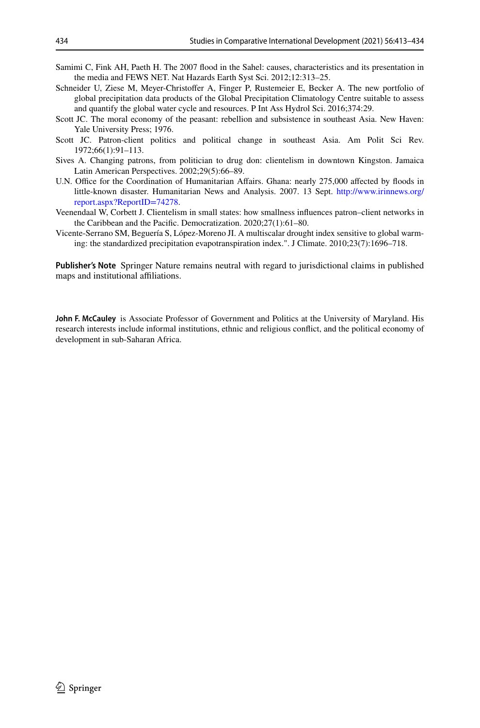Samimi C, Fink AH, Paeth H. The 2007 flood in the Sahel: causes, characteristics and its presentation in the media and FEWS NET. Nat Hazards Earth Syst Sci. 2012;12:313–25.

Schneider U, Ziese M, Meyer-Christoffer A, Finger P, Rustemeier E, Becker A. The new portfolio of global precipitation data products of the Global Precipitation Climatology Centre suitable to assess and quantify the global water cycle and resources. P Int Ass Hydrol Sci. 2016;374:29.

Scott JC. The moral economy of the peasant: rebellion and subsistence in southeast Asia. New Haven: Yale University Press; 1976.

Scott JC. Patron-client politics and political change in southeast Asia. Am Polit Sci Rev. 1972;66(1):91–113.

Sives A. Changing patrons, from politician to drug don: clientelism in downtown Kingston. Jamaica Latin American Perspectives. 2002;29(5):66–89.

U.N. Office for the Coordination of Humanitarian Affairs. Ghana: nearly 275,000 affected by floods in little-known disaster. Humanitarian News and Analysis. 2007. 13 Sept. http://www.irinnews.org/report.aspx?ReportID=74278.

Veenendaal W, Corbett J. Clientelism in small states: how smallness influences patron–client networks in the Caribbean and the Pacific. Democratization. 2020;27(1):61–80.

Vicente-Serrano SM, Beguería S, López-Moreno JI. A multiscalar drought index sensitive to global warming: the standardized precipitation evapotranspiration index.". J Climate. 2010;23(7):1696–718.

**Publisher's Note** Springer Nature remains neutral with regard to jurisdictional claims in published maps and institutional affiliations.

**John F. McCauley** is Associate Professor of Government and Politics at the University of Maryland. His research interests include informal institutions, ethnic and religious conflict, and the political economy of development in sub-Saharan Africa.